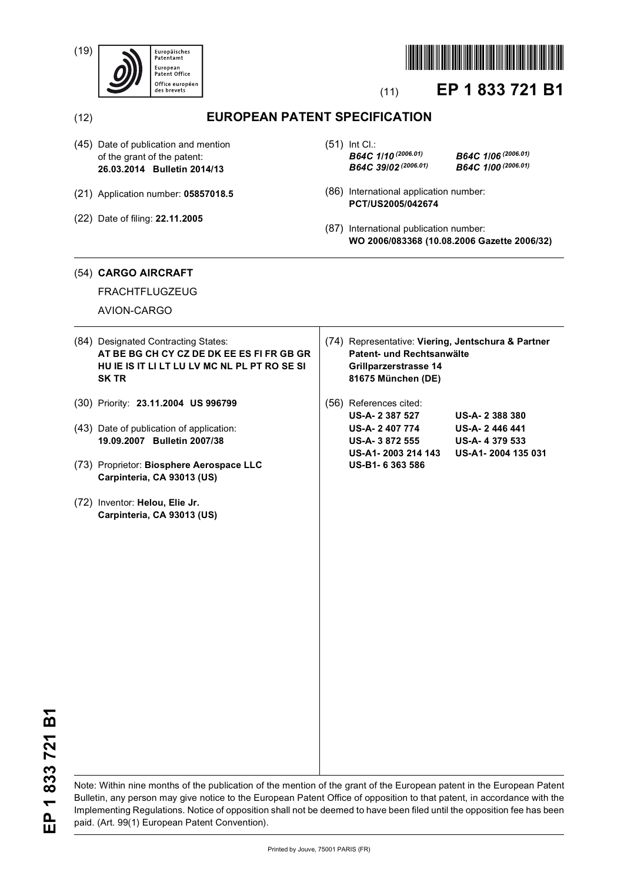(19) Europäisches Patentamt
European Patent Office
Office européen des brevets

(11) **EP 1 833 721 B1**

(12) **EUROPEAN PATENT SPECIFICATION**

(45) Date of publication and mention of the grant of the patent:
**26.03.2014 Bulletin 2014/13**

(21) Application number: **05857018.5**

(22) Date of filing: **22.11.2005**

(51) Int Cl.:
***B64C 1/10*** *(2006.01)* ***B64C 1/06*** *(2006.01)*
***B64C 39/02*** *(2006.01)* ***B64C 1/00*** *(2006.01)*

(86) International application number:
**PCT/US2005/042674**

(87) International publication number:
**WO 2006/083368 (10.08.2006 Gazette 2006/32)**

(54) **CARGO AIRCRAFT**

FRACHTFLUGZEUG

AVION-CARGO

(84) Designated Contracting States:
**AT BE BG CH CY CZ DE DK EE ES FI FR GB GR HU IE IS IT LI LT LU LV MC NL PL PT RO SE SI SK TR**

(30) Priority: **23.11.2004 US 996799**

(43) Date of publication of application:
**19.09.2007 Bulletin 2007/38**

(73) Proprietor: **Biosphere Aerospace LLC**
**Carpinteria, CA 93013 (US)**

(72) Inventor: **Helou, Elie Jr.**
**Carpinteria, CA 93013 (US)**

(74) Representative: **Viering, Jentschura & Partner**
**Patent- und Rechtsanwälte**
**Grillparzerstrasse 14**
**81675 München (DE)**

(56) References cited:

| | |
|---|---|
| **US-A- 2 387 527** | **US-A- 2 388 380** |
| **US-A- 2 407 774** | **US-A- 2 446 441** |
| **US-A- 3 872 555** | **US-A- 4 379 533** |
| **US-A1- 2003 214 143** | **US-A1- 2004 135 031** |
| **US-B1- 6 363 586** | |

Note: Within nine months of the publication of the mention of the grant of the European patent in the European Patent Bulletin, any person may give notice to the European Patent Office of opposition to that patent, in accordance with the Implementing Regulations. Notice of opposition shall not be deemed to have been filed until the opposition fee has been paid. (Art. 99(1) European Patent Convention).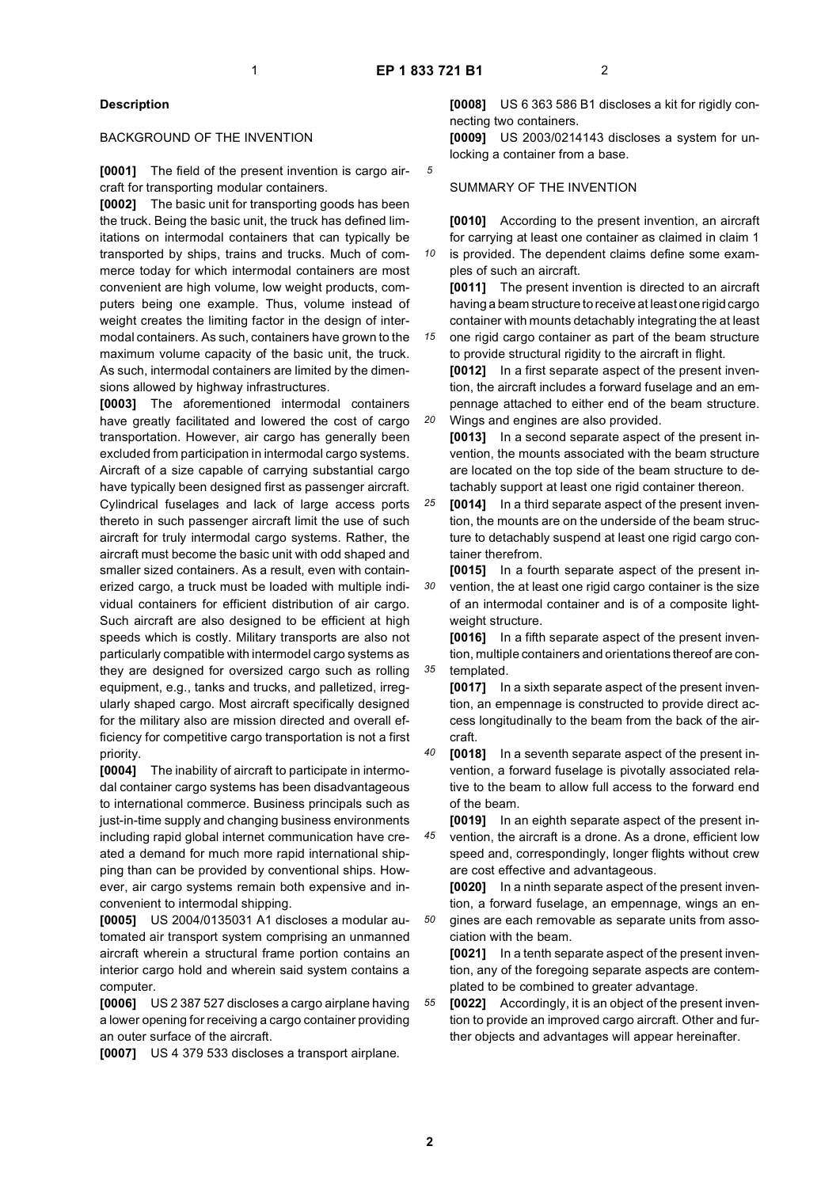## Description

### BACKGROUND OF THE INVENTION

**[0001]** The field of the present invention is cargo aircraft for transporting modular containers.

**[0002]** The basic unit for transporting goods has been the truck. Being the basic unit, the truck has defined limitations on intermodal containers that can typically be transported by ships, trains and trucks. Much of commerce today for which intermodal containers are most convenient are high volume, low weight products, computers being one example. Thus, volume instead of weight creates the limiting factor in the design of intermodal containers. As such, containers have grown to the maximum volume capacity of the basic unit, the truck. As such, intermodal containers are limited by the dimensions allowed by highway infrastructures.

**[0003]** The aforementioned intermodal containers have greatly facilitated and lowered the cost of cargo transportation. However, air cargo has generally been excluded from participation in intermodal cargo systems. Aircraft of a size capable of carrying substantial cargo have typically been designed first as passenger aircraft. Cylindrical fuselages and lack of large access ports thereto in such passenger aircraft limit the use of such aircraft for truly intermodal cargo systems. Rather, the aircraft must become the basic unit with odd shaped and smaller sized containers. As a result, even with containerized cargo, a truck must be loaded with multiple individual containers for efficient distribution of air cargo. Such aircraft are also designed to be efficient at high speeds which is costly. Military transports are also not particularly compatible with intermodel cargo systems as they are designed for oversized cargo such as rolling equipment, e.g., tanks and trucks, and palletized, irregularly shaped cargo. Most aircraft specifically designed for the military also are mission directed and overall efficiency for competitive cargo transportation is not a first priority.

**[0004]** The inability of aircraft to participate in intermodal container cargo systems has been disadvantageous to international commerce. Business principals such as just-in-time supply and changing business environments including rapid global internet communication have created a demand for much more rapid international shipping than can be provided by conventional ships. However, air cargo systems remain both expensive and inconvenient to intermodal shipping.

**[0005]** US 2004/0135031 A1 discloses a modular automated air transport system comprising an unmanned aircraft wherein a structural frame portion contains an interior cargo hold and wherein said system contains a computer.

**[0006]** US 2 387 527 discloses a cargo airplane having a lower opening for receiving a cargo container providing an outer surface of the aircraft.

**[0007]** US 4 379 533 discloses a transport airplane.

**[0008]** US 6 363 586 B1 discloses a kit for rigidly connecting two containers.

**[0009]** US 2003/0214143 discloses a system for unlocking a container from a base.

### SUMMARY OF THE INVENTION

**[0010]** According to the present invention, an aircraft for carrying at least one container as claimed in claim 1 is provided. The dependent claims define some examples of such an aircraft.

**[0011]** The present invention is directed to an aircraft having a beam structure to receive at least one rigid cargo container with mounts detachably integrating the at least one rigid cargo container as part of the beam structure to provide structural rigidity to the aircraft in flight.

**[0012]** In a first separate aspect of the present invention, the aircraft includes a forward fuselage and an empennage attached to either end of the beam structure. Wings and engines are also provided.

**[0013]** In a second separate aspect of the present invention, the mounts associated with the beam structure are located on the top side of the beam structure to detachably support at least one rigid container thereon.

**[0014]** In a third separate aspect of the present invention, the mounts are on the underside of the beam structure to detachably suspend at least one rigid cargo container therefrom.

**[0015]** In a fourth separate aspect of the present invention, the at least one rigid cargo container is the size of an intermodal container and is of a composite lightweight structure.

**[0016]** In a fifth separate aspect of the present invention, multiple containers and orientations thereof are contemplated.

**[0017]** In a sixth separate aspect of the present invention, an empennage is constructed to provide direct access longitudinally to the beam from the back of the aircraft.

**[0018]** In a seventh separate aspect of the present invention, a forward fuselage is pivotally associated relative to the beam to allow full access to the forward end of the beam.

**[0019]** In an eighth separate aspect of the present invention, the aircraft is a drone. As a drone, efficient low speed and, correspondingly, longer flights without crew are cost effective and advantageous.

**[0020]** In a ninth separate aspect of the present invention, a forward fuselage, an empennage, wings an engines are each removable as separate units from association with the beam.

**[0021]** In a tenth separate aspect of the present invention, any of the foregoing separate aspects are contemplated to be combined to greater advantage.

**[0022]** Accordingly, it is an object of the present invention to provide an improved cargo aircraft. Other and further objects and advantages will appear hereinafter.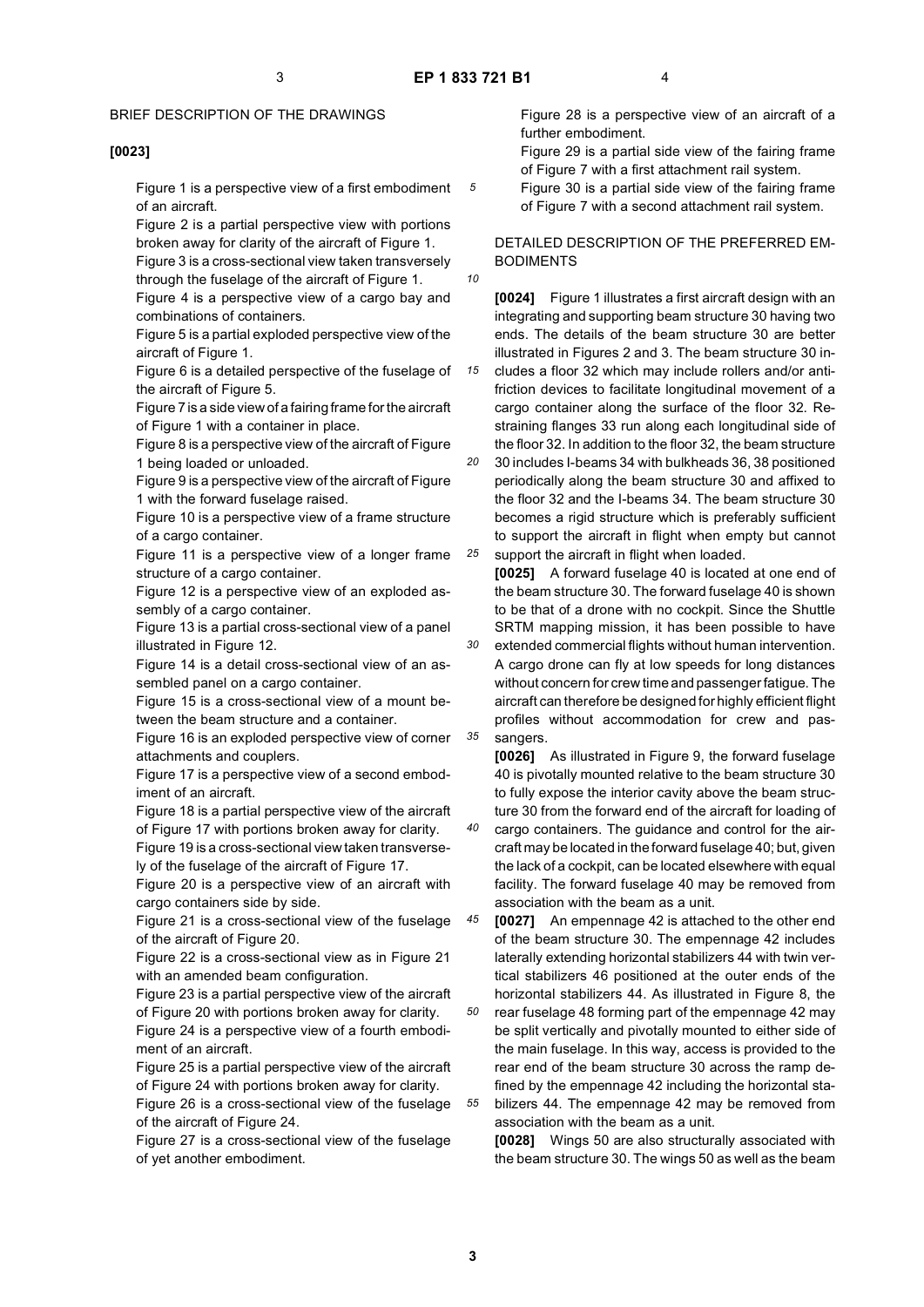## BRIEF DESCRIPTION OF THE DRAWINGS

**[0023]**

Figure 1 is a perspective view of a first embodiment of an aircraft.

Figure 2 is a partial perspective view with portions broken away for clarity of the aircraft of Figure 1.

Figure 3 is a cross-sectional view taken transversely through the fuselage of the aircraft of Figure 1.

Figure 4 is a perspective view of a cargo bay and combinations of containers.

Figure 5 is a partial exploded perspective view of the aircraft of Figure 1.

Figure 6 is a detailed perspective of the fuselage of the aircraft of Figure 5.

Figure 7 is a side view of a fairing frame for the aircraft of Figure 1 with a container in place.

Figure 8 is a perspective view of the aircraft of Figure 1 being loaded or unloaded.

Figure 9 is a perspective view of the aircraft of Figure 1 with the forward fuselage raised.

Figure 10 is a perspective view of a frame structure of a cargo container.

Figure 11 is a perspective view of a longer frame structure of a cargo container.

Figure 12 is a perspective view of an exploded assembly of a cargo container.

Figure 13 is a partial cross-sectional view of a panel illustrated in Figure 12.

Figure 14 is a detail cross-sectional view of an assembled panel on a cargo container.

Figure 15 is a cross-sectional view of a mount between the beam structure and a container.

Figure 16 is an exploded perspective view of corner attachments and couplers.

Figure 17 is a perspective view of a second embodiment of an aircraft.

Figure 18 is a partial perspective view of the aircraft of Figure 17 with portions broken away for clarity.

Figure 19 is a cross-sectional view taken transversely of the fuselage of the aircraft of Figure 17.

Figure 20 is a perspective view of an aircraft with cargo containers side by side.

Figure 21 is a cross-sectional view of the fuselage of the aircraft of Figure 20.

Figure 22 is a cross-sectional view as in Figure 21 with an amended beam configuration.

Figure 23 is a partial perspective view of the aircraft of Figure 20 with portions broken away for clarity.

Figure 24 is a perspective view of a fourth embodiment of an aircraft.

Figure 25 is a partial perspective view of the aircraft of Figure 24 with portions broken away for clarity.

Figure 26 is a cross-sectional view of the fuselage of the aircraft of Figure 24.

Figure 27 is a cross-sectional view of the fuselage of yet another embodiment.

Figure 28 is a perspective view of an aircraft of a further embodiment.

Figure 29 is a partial side view of the fairing frame of Figure 7 with a first attachment rail system.

Figure 30 is a partial side view of the fairing frame of Figure 7 with a second attachment rail system.

## DETAILED DESCRIPTION OF THE PREFERRED EMBODIMENTS

**[0024]** Figure 1 illustrates a first aircraft design with an integrating and supporting beam structure 30 having two ends. The details of the beam structure 30 are better illustrated in Figures 2 and 3. The beam structure 30 includes a floor 32 which may include rollers and/or antifriction devices to facilitate longitudinal movement of a cargo container along the surface of the floor 32. Restraining flanges 33 run along each longitudinal side of the floor 32. In addition to the floor 32, the beam structure 30 includes I-beams 34 with bulkheads 36, 38 positioned periodically along the beam structure 30 and affixed to the floor 32 and the I-beams 34. The beam structure 30 becomes a rigid structure which is preferably sufficient to support the aircraft in flight when empty but cannot support the aircraft in flight when loaded.

**[0025]** A forward fuselage 40 is located at one end of the beam structure 30. The forward fuselage 40 is shown to be that of a drone with no cockpit. Since the Shuttle SRTM mapping mission, it has been possible to have extended commercial flights without human intervention. A cargo drone can fly at low speeds for long distances without concern for crew time and passenger fatigue. The aircraft can therefore be designed for highly efficient flight profiles without accommodation for crew and passangers.

**[0026]** As illustrated in Figure 9, the forward fuselage 40 is pivotally mounted relative to the beam structure 30 to fully expose the interior cavity above the beam structure 30 from the forward end of the aircraft for loading of cargo containers. The guidance and control for the aircraft may be located in the forward fuselage 40; but, given the lack of a cockpit, can be located elsewhere with equal facility. The forward fuselage 40 may be removed from association with the beam as a unit.

**[0027]** An empennage 42 is attached to the other end of the beam structure 30. The empennage 42 includes laterally extending horizontal stabilizers 44 with twin vertical stabilizers 46 positioned at the outer ends of the horizontal stabilizers 44. As illustrated in Figure 8, the rear fuselage 48 forming part of the empennage 42 may be split vertically and pivotally mounted to either side of the main fuselage. In this way, access is provided to the rear end of the beam structure 30 across the ramp defined by the empennage 42 including the horizontal stabilizers 44. The empennage 42 may be removed from association with the beam as a unit.

**[0028]** Wings 50 are also structurally associated with the beam structure 30. The wings 50 as well as the beam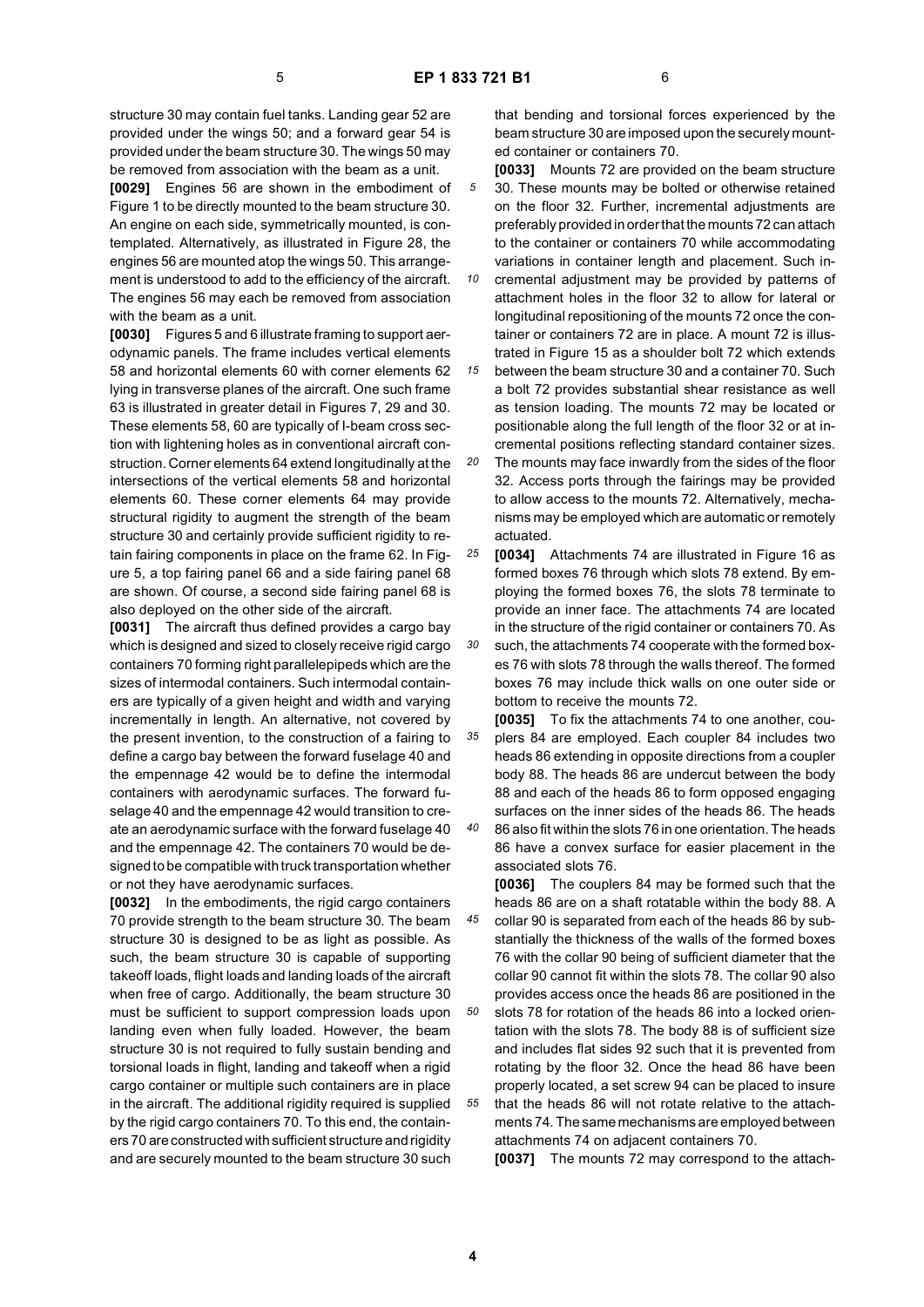structure 30 may contain fuel tanks. Landing gear 52 are provided under the wings 50; and a forward gear 54 is provided under the beam structure 30. The wings 50 may be removed from association with the beam as a unit.

**[0029]** Engines 56 are shown in the embodiment of Figure 1 to be directly mounted to the beam structure 30. An engine on each side, symmetrically mounted, is contemplated. Alternatively, as illustrated in Figure 28, the engines 56 are mounted atop the wings 50. This arrangement is understood to add to the efficiency of the aircraft. The engines 56 may each be removed from association with the beam as a unit.

**[0030]** Figures 5 and 6 illustrate framing to support aerodynamic panels. The frame includes vertical elements 58 and horizontal elements 60 with corner elements 62 lying in transverse planes of the aircraft. One such frame 63 is illustrated in greater detail in Figures 7, 29 and 30. These elements 58, 60 are typically of I-beam cross section with lightening holes as in conventional aircraft construction. Corner elements 64 extend longitudinally at the intersections of the vertical elements 58 and horizontal elements 60. These corner elements 64 may provide structural rigidity to augment the strength of the beam structure 30 and certainly provide sufficient rigidity to retain fairing components in place on the frame 62. In Figure 5, a top fairing panel 66 and a side fairing panel 68 are shown. Of course, a second side fairing panel 68 is also deployed on the other side of the aircraft.

**[0031]** The aircraft thus defined provides a cargo bay which is designed and sized to closely receive rigid cargo containers 70 forming right parallelepipeds which are the sizes of intermodal containers. Such intermodal containers are typically of a given height and width and varying incrementally in length. An alternative, not covered by the present invention, to the construction of a fairing to define a cargo bay between the forward fuselage 40 and the empennage 42 would be to define the intermodal containers with aerodynamic surfaces. The forward fuselage 40 and the empennage 42 would transition to create an aerodynamic surface with the forward fuselage 40 and the empennage 42. The containers 70 would be designed to be compatible with truck transportation whether or not they have aerodynamic surfaces.

**[0032]** In the embodiments, the rigid cargo containers 70 provide strength to the beam structure 30. The beam structure 30 is designed to be as light as possible. As such, the beam structure 30 is capable of supporting takeoff loads, flight loads and landing loads of the aircraft when free of cargo. Additionally, the beam structure 30 must be sufficient to support compression loads upon landing even when fully loaded. However, the beam structure 30 is not required to fully sustain bending and torsional loads in flight, landing and takeoff when a rigid cargo container or multiple such containers are in place in the aircraft. The additional rigidity required is supplied by the rigid cargo containers 70. To this end, the containers 70 are constructed with sufficient structure and rigidity and are securely mounted to the beam structure 30 such that bending and torsional forces experienced by the beam structure 30 are imposed upon the securely mounted container or containers 70.

**[0033]** Mounts 72 are provided on the beam structure 30. These mounts may be bolted or otherwise retained on the floor 32. Further, incremental adjustments are preferably provided in order that the mounts 72 can attach to the container or containers 70 while accommodating variations in container length and placement. Such incremental adjustment may be provided by patterns of attachment holes in the floor 32 to allow for lateral or longitudinal repositioning of the mounts 72 once the container or containers 72 are in place. A mount 72 is illustrated in Figure 15 as a shoulder bolt 72 which extends between the beam structure 30 and a container 70. Such a bolt 72 provides substantial shear resistance as well as tension loading. The mounts 72 may be located or positionable along the full length of the floor 32 or at incremental positions reflecting standard container sizes. The mounts may face inwardly from the sides of the floor 32. Access ports through the fairings may be provided to allow access to the mounts 72. Alternatively, mechanisms may be employed which are automatic or remotely actuated.

**[0034]** Attachments 74 are illustrated in Figure 16 as formed boxes 76 through which slots 78 extend. By employing the formed boxes 76, the slots 78 terminate to provide an inner face. The attachments 74 are located in the structure of the rigid container or containers 70. As such, the attachments 74 cooperate with the formed boxes 76 with slots 78 through the walls thereof. The formed boxes 76 may include thick walls on one outer side or bottom to receive the mounts 72.

**[0035]** To fix the attachments 74 to one another, couplers 84 are employed. Each coupler 84 includes two heads 86 extending in opposite directions from a coupler body 88. The heads 86 are undercut between the body 88 and each of the heads 86 to form opposed engaging surfaces on the inner sides of the heads 86. The heads 86 also fit within the slots 76 in one orientation. The heads 86 have a convex surface for easier placement in the associated slots 76.

**[0036]** The couplers 84 may be formed such that the heads 86 are on a shaft rotatable within the body 88. A collar 90 is separated from each of the heads 86 by substantially the thickness of the walls of the formed boxes 76 with the collar 90 being of sufficient diameter that the collar 90 cannot fit within the slots 78. The collar 90 also provides access once the heads 86 are positioned in the slots 78 for rotation of the heads 86 into a locked orientation with the slots 78. The body 88 is of sufficient size and includes flat sides 92 such that it is prevented from rotating by the floor 32. Once the head 86 have been properly located, a set screw 94 can be placed to insure that the heads 86 will not rotate relative to the attachments 74. The same mechanisms are employed between attachments 74 on adjacent containers 70.

**[0037]** The mounts 72 may correspond to the attach-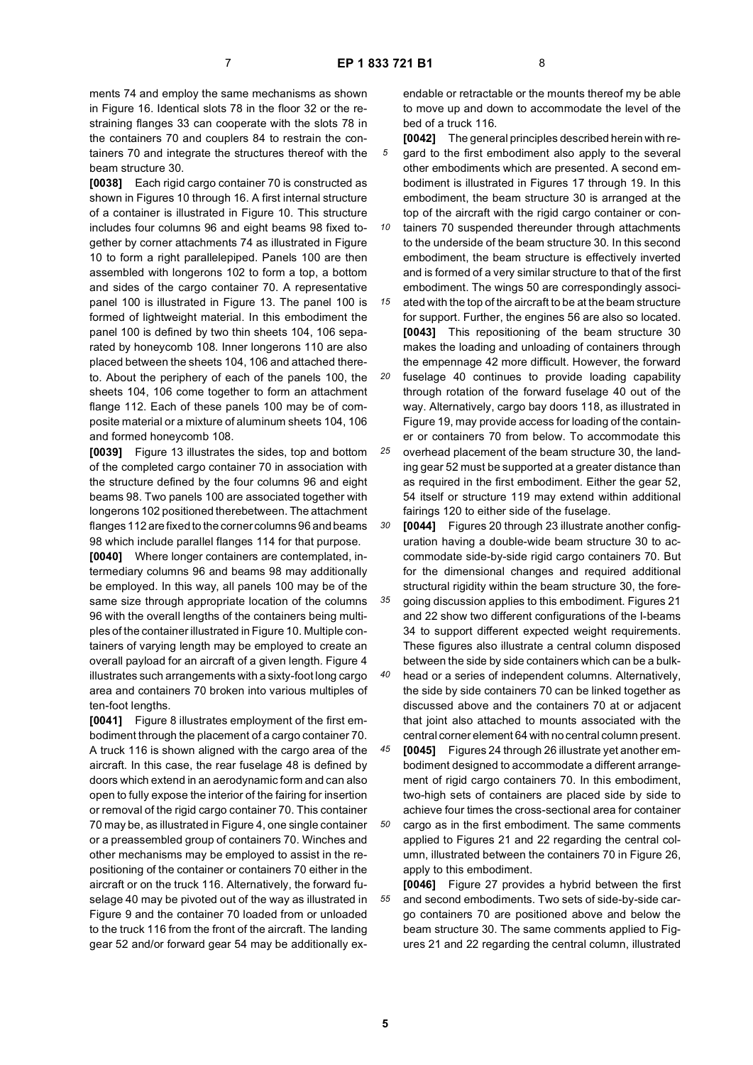ments 74 and employ the same mechanisms as shown in Figure 16. Identical slots 78 in the floor 32 or the restraining flanges 33 can cooperate with the slots 78 in the containers 70 and couplers 84 to restrain the containers 70 and integrate the structures thereof with the beam structure 30.

**[0038]** Each rigid cargo container 70 is constructed as shown in Figures 10 through 16. A first internal structure of a container is illustrated in Figure 10. This structure includes four columns 96 and eight beams 98 fixed together by corner attachments 74 as illustrated in Figure 10 to form a right parallelepiped. Panels 100 are then assembled with longerons 102 to form a top, a bottom and sides of the cargo container 70. A representative panel 100 is illustrated in Figure 13. The panel 100 is formed of lightweight material. In this embodiment the panel 100 is defined by two thin sheets 104, 106 separated by honeycomb 108. Inner longerons 110 are also placed between the sheets 104, 106 and attached thereto. About the periphery of each of the panels 100, the sheets 104, 106 come together to form an attachment flange 112. Each of these panels 100 may be of composite material or a mixture of aluminum sheets 104, 106 and formed honeycomb 108.

**[0039]** Figure 13 illustrates the sides, top and bottom of the completed cargo container 70 in association with the structure defined by the four columns 96 and eight beams 98. Two panels 100 are associated together with longerons 102 positioned therebetween. The attachment flanges 112 are fixed to the corner columns 96 and beams 98 which include parallel flanges 114 for that purpose.

**[0040]** Where longer containers are contemplated, intermediary columns 96 and beams 98 may additionally be employed. In this way, all panels 100 may be of the same size through appropriate location of the columns 96 with the overall lengths of the containers being multiples of the container illustrated in Figure 10. Multiple containers of varying length may be employed to create an overall payload for an aircraft of a given length. Figure 4 illustrates such arrangements with a sixty-foot long cargo area and containers 70 broken into various multiples of ten-foot lengths.

**[0041]** Figure 8 illustrates employment of the first embodiment through the placement of a cargo container 70. A truck 116 is shown aligned with the cargo area of the aircraft. In this case, the rear fuselage 48 is defined by doors which extend in an aerodynamic form and can also open to fully expose the interior of the fairing for insertion or removal of the rigid cargo container 70. This container 70 may be, as illustrated in Figure 4, one single container or a preassembled group of containers 70. Winches and other mechanisms may be employed to assist in the repositioning of the container or containers 70 either in the aircraft or on the truck 116. Alternatively, the forward fuselage 40 may be pivoted out of the way as illustrated in Figure 9 and the container 70 loaded from or unloaded to the truck 116 from the front of the aircraft. The landing gear 52 and/or forward gear 54 may be additionally extendable or retractable or the mounts thereof my be able to move up and down to accommodate the level of the bed of a truck 116.

**[0042]** The general principles described herein with regard to the first embodiment also apply to the several other embodiments which are presented. A second embodiment is illustrated in Figures 17 through 19. In this embodiment, the beam structure 30 is arranged at the top of the aircraft with the rigid cargo container or containers 70 suspended thereunder through attachments to the underside of the beam structure 30. In this second embodiment, the beam structure is effectively inverted and is formed of a very similar structure to that of the first embodiment. The wings 50 are correspondingly associated with the top of the aircraft to be at the beam structure for support. Further, the engines 56 are also so located.

**[0043]** This repositioning of the beam structure 30 makes the loading and unloading of containers through the empennage 42 more difficult. However, the forward fuselage 40 continues to provide loading capability through rotation of the forward fuselage 40 out of the way. Alternatively, cargo bay doors 118, as illustrated in Figure 19, may provide access for loading of the container or containers 70 from below. To accommodate this overhead placement of the beam structure 30, the landing gear 52 must be supported at a greater distance than as required in the first embodiment. Either the gear 52, 54 itself or structure 119 may extend within additional fairings 120 to either side of the fuselage.

**[0044]** Figures 20 through 23 illustrate another configuration having a double-wide beam structure 30 to accommodate side-by-side rigid cargo containers 70. But for the dimensional changes and required additional structural rigidity within the beam structure 30, the foregoing discussion applies to this embodiment. Figures 21 and 22 show two different configurations of the I-beams 34 to support different expected weight requirements. These figures also illustrate a central column disposed between the side by side containers which can be a bulkhead or a series of independent columns. Alternatively, the side by side containers 70 can be linked together as discussed above and the containers 70 at or adjacent that joint also attached to mounts associated with the central corner element 64 with no central column present.

**[0045]** Figures 24 through 26 illustrate yet another embodiment designed to accommodate a different arrangement of rigid cargo containers 70. In this embodiment, two-high sets of containers are placed side by side to achieve four times the cross-sectional area for container cargo as in the first embodiment. The same comments applied to Figures 21 and 22 regarding the central column, illustrated between the containers 70 in Figure 26, apply to this embodiment.

**[0046]** Figure 27 provides a hybrid between the first and second embodiments. Two sets of side-by-side cargo containers 70 are positioned above and below the beam structure 30. The same comments applied to Figures 21 and 22 regarding the central column, illustrated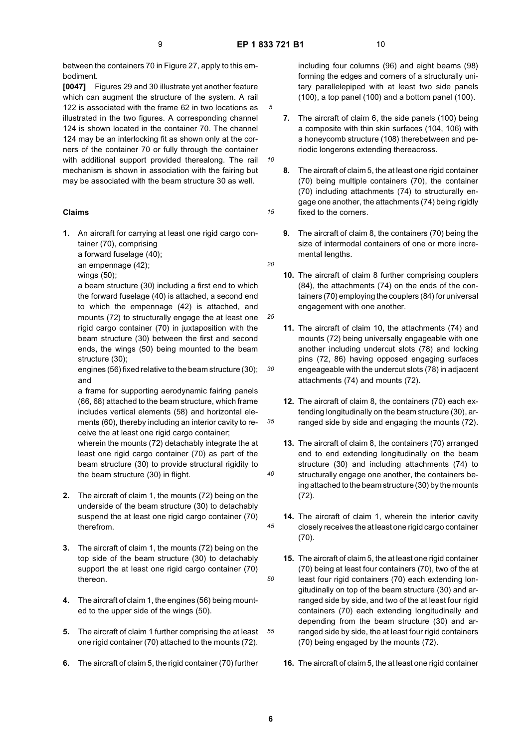between the containers 70 in Figure 27, apply to this embodiment.

**[0047]** Figures 29 and 30 illustrate yet another feature which can augment the structure of the system. A rail 122 is associated with the frame 62 in two locations as illustrated in the two figures. A corresponding channel 124 is shown located in the container 70. The channel 124 may be an interlocking fit as shown only at the corners of the container 70 or fully through the container with additional support provided therealong. The rail mechanism is shown in association with the fairing but may be associated with the beam structure 30 as well.

## Claims

1. An aircraft for carrying at least one rigid cargo container (70), comprising
   a forward fuselage (40);
   an empennage (42);
   wings (50);
   a beam structure (30) including a first end to which the forward fuselage (40) is attached, a second end to which the empennage (42) is attached, and mounts (72) to structurally engage the at least one rigid cargo container (70) in juxtaposition with the beam structure (30) between the first and second ends, the wings (50) being mounted to the beam structure (30);
   engines (56) fixed relative to the beam structure (30); and
   a frame for supporting aerodynamic fairing panels (66, 68) attached to the beam structure, which frame includes vertical elements (58) and horizontal elements (60), thereby including an interior cavity to receive the at least one rigid cargo container;
   wherein the mounts (72) detachably integrate the at least one rigid cargo container (70) as part of the beam structure (30) to provide structural rigidity to the beam structure (30) in flight.

2. The aircraft of claim 1, the mounts (72) being on the underside of the beam structure (30) to detachably suspend the at least one rigid cargo container (70) therefrom.

3. The aircraft of claim 1, the mounts (72) being on the top side of the beam structure (30) to detachably support the at least one rigid cargo container (70) thereon.

4. The aircraft of claim 1, the engines (56) being mounted to the upper side of the wings (50).

5. The aircraft of claim 1 further comprising the at least one rigid container (70) attached to the mounts (72).

6. The aircraft of claim 5, the rigid container (70) further including four columns (96) and eight beams (98) forming the edges and corners of a structurally unitary parallelepiped with at least two side panels (100), a top panel (100) and a bottom panel (100).

7. The aircraft of claim 6, the side panels (100) being a composite with thin skin surfaces (104, 106) with a honeycomb structure (108) therebetween and periodic longerons extending thereacross.

8. The aircraft of claim 5, the at least one rigid container (70) being multiple containers (70), the container (70) including attachments (74) to structurally engage one another, the attachments (74) being rigidly fixed to the corners.

9. The aircraft of claim 8, the containers (70) being the size of intermodal containers of one or more incremental lengths.

10. The aircraft of claim 8 further comprising couplers (84), the attachments (74) on the ends of the containers (70) employing the couplers (84) for universal engagement with one another.

11. The aircraft of claim 10, the attachments (74) and mounts (72) being universally engageable with one another including undercut slots (78) and locking pins (72, 86) having opposed engaging surfaces engeageable with the undercut slots (78) in adjacent attachments (74) and mounts (72).

12. The aircraft of claim 8, the containers (70) each extending longitudinally on the beam structure (30), arranged side by side and engaging the mounts (72).

13. The aircraft of claim 8, the containers (70) arranged end to end extending longitudinally on the beam structure (30) and including attachments (74) to structurally engage one another, the containers being attached to the beam structure (30) by the mounts (72).

14. The aircraft of claim 1, wherein the interior cavity closely receives the at least one rigid cargo container (70).

15. The aircraft of claim 5, the at least one rigid container (70) being at least four containers (70), two of the at least four rigid containers (70) each extending longitudinally on top of the beam structure (30) and arranged side by side, and two of the at least four rigid containers (70) each extending longitudinally and depending from the beam structure (30) and arranged side by side, the at least four rigid containers (70) being engaged by the mounts (72).

16. The aircraft of claim 5, the at least one rigid container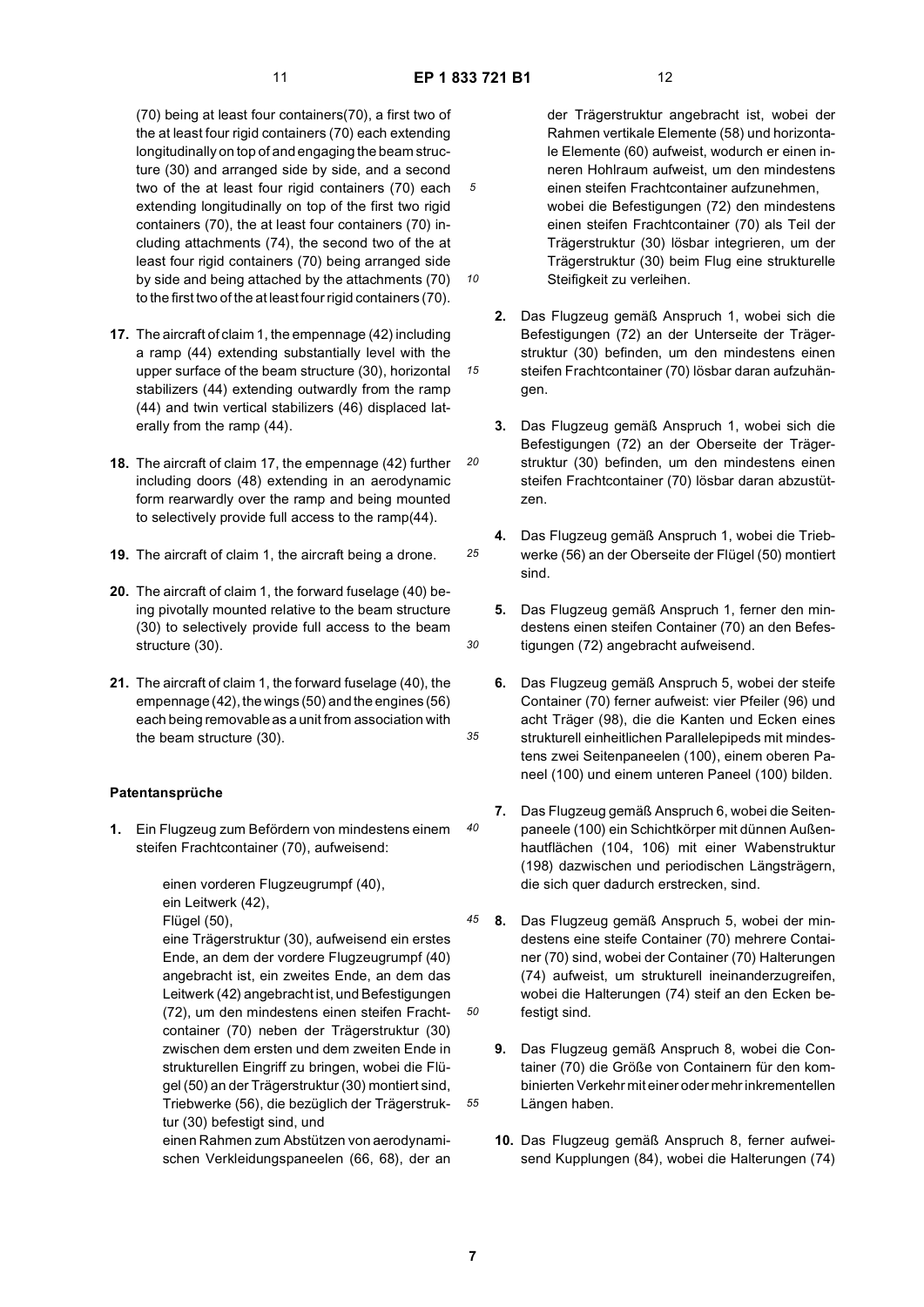(70) being at least four containers(70), a first two of the at least four rigid containers (70) each extending longitudinally on top of and engaging the beam structure (30) and arranged side by side, and a second two of the at least four rigid containers (70) each extending longitudinally on top of the first two rigid containers (70), the at least four containers (70) including attachments (74), the second two of the at least four rigid containers (70) being arranged side by side and being attached by the attachments (70) to the first two of the at least four rigid containers (70).

**17.** The aircraft of claim 1, the empennage (42) including a ramp (44) extending substantially level with the upper surface of the beam structure (30), horizontal stabilizers (44) extending outwardly from the ramp (44) and twin vertical stabilizers (46) displaced laterally from the ramp (44).

**18.** The aircraft of claim 17, the empennage (42) further including doors (48) extending in an aerodynamic form rearwardly over the ramp and being mounted to selectively provide full access to the ramp(44).

**19.** The aircraft of claim 1, the aircraft being a drone.

**20.** The aircraft of claim 1, the forward fuselage (40) being pivotally mounted relative to the beam structure (30) to selectively provide full access to the beam structure (30).

**21.** The aircraft of claim 1, the forward fuselage (40), the empennage (42), the wings (50) and the engines (56) each being removable as a unit from association with the beam structure (30).

## Patentansprüche

**1.** Ein Flugzeug zum Befördern von mindestens einem steifen Frachtcontainer (70), aufweisend:

einen vorderen Flugzeugrumpf (40),
ein Leitwerk (42),
Flügel (50),
eine Trägerstruktur (30), aufweisend ein erstes Ende, an dem der vordere Flugzeugrumpf (40) angebracht ist, ein zweites Ende, an dem das Leitwerk (42) angebracht ist, und Befestigungen (72), um den mindestens einen steifen Frachtcontainer (70) neben der Trägerstruktur (30) zwischen dem ersten und dem zweiten Ende in strukturellen Eingriff zu bringen, wobei die Flügel (50) an der Trägerstruktur (30) montiert sind, Triebwerke (56), die bezüglich der Trägerstruktur (30) befestigt sind, und
einen Rahmen zum Abstützen von aerodynamischen Verkleidungspaneelen (66, 68), der an der Trägerstruktur angebracht ist, wobei der Rahmen vertikale Elemente (58) und horizontale Elemente (60) aufweist, wodurch er einen inneren Hohlraum aufweist, um den mindestens einen steifen Frachtcontainer aufzunehmen,
wobei die Befestigungen (72) den mindestens einen steifen Frachtcontainer (70) als Teil der Trägerstruktur (30) lösbar integrieren, um der Trägerstruktur (30) beim Flug eine strukturelle Steifigkeit zu verleihen.

**2.** Das Flugzeug gemäß Anspruch 1, wobei sich die Befestigungen (72) an der Unterseite der Trägerstruktur (30) befinden, um den mindestens einen steifen Frachtcontainer (70) lösbar daran aufzuhängen.

**3.** Das Flugzeug gemäß Anspruch 1, wobei sich die Befestigungen (72) an der Oberseite der Trägerstruktur (30) befinden, um den mindestens einen steifen Frachtcontainer (70) lösbar daran abzustützen.

**4.** Das Flugzeug gemäß Anspruch 1, wobei die Triebwerke (56) an der Oberseite der Flügel (50) montiert sind.

**5.** Das Flugzeug gemäß Anspruch 1, ferner den mindestens einen steifen Container (70) an den Befestigungen (72) angebracht aufweisend.

**6.** Das Flugzeug gemäß Anspruch 5, wobei der steife Container (70) ferner aufweist: vier Pfeiler (96) und acht Träger (98), die die Kanten und Ecken eines strukturell einheitlichen Parallelepipeds mit mindestens zwei Seitenpaneelen (100), einem oberen Paneel (100) und einem unteren Paneel (100) bilden.

**7.** Das Flugzeug gemäß Anspruch 6, wobei die Seitenpaneele (100) ein Schichtkörper mit dünnen Außenhautflächen (104, 106) mit einer Wabenstruktur (198) dazwischen und periodischen Längsträgern, die sich quer dadurch erstrecken, sind.

**8.** Das Flugzeug gemäß Anspruch 5, wobei der mindestens eine steife Container (70) mehrere Container (70) sind, wobei der Container (70) Halterungen (74) aufweist, um strukturell ineinanderzugreifen, wobei die Halterungen (74) steif an den Ecken befestigt sind.

**9.** Das Flugzeug gemäß Anspruch 8, wobei die Container (70) die Größe von Containern für den kombinierten Verkehr mit einer oder mehr inkrementellen Längen haben.

**10.** Das Flugzeug gemäß Anspruch 8, ferner aufweisend Kupplungen (84), wobei die Halterungen (74)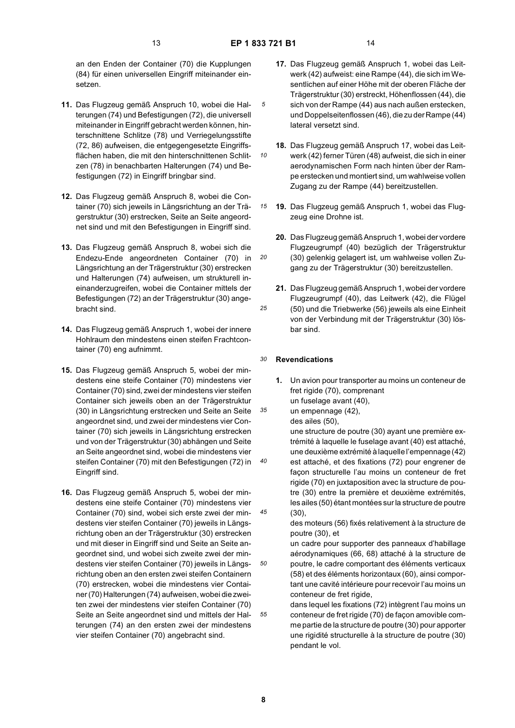an den Enden der Container (70) die Kupplungen (84) für einen universellen Eingriff miteinander einsetzen.

**11.** Das Flugzeug gemäß Anspruch 10, wobei die Halterungen (74) und Befestigungen (72), die universell miteinander in Eingriff gebracht werden können, hinterschnittene Schlitze (78) und Verriegelungsstifte (72, 86) aufweisen, die entgegengesetzte Eingriffsflächen haben, die mit den hinterschnittenen Schlitzen (78) in benachbarten Halterungen (74) und Befestigungen (72) in Eingriff bringbar sind.

**12.** Das Flugzeug gemäß Anspruch 8, wobei die Container (70) sich jeweils in Längsrichtung an der Trägerstruktur (30) erstrecken, Seite an Seite angeordnet sind und mit den Befestigungen in Eingriff sind.

**13.** Das Flugzeug gemäß Anspruch 8, wobei sich die Endezu-Ende angeordneten Container (70) in Längsrichtung an der Trägerstruktur (30) erstrecken und Halterungen (74) aufweisen, um strukturell ineinanderzugreifen, wobei die Container mittels der Befestigungen (72) an der Trägerstruktur (30) angebracht sind.

**14.** Das Flugzeug gemäß Anspruch 1, wobei der innere Hohlraum den mindestens einen steifen Frachtcontainer (70) eng aufnimmt.

**15.** Das Flugzeug gemäß Anspruch 5, wobei der mindestens eine steife Container (70) mindestens vier Container (70) sind, zwei der mindestens vier steifen Container sich jeweils oben an der Trägerstruktur (30) in Längsrichtung erstrecken und Seite an Seite angeordnet sind, und zwei der mindestens vier Container (70) sich jeweils in Längsrichtung erstrecken und von der Trägerstruktur (30) abhängen und Seite an Seite angeordnet sind, wobei die mindestens vier steifen Container (70) mit den Befestigungen (72) in Eingriff sind.

**16.** Das Flugzeug gemäß Anspruch 5, wobei der mindestens eine steife Container (70) mindestens vier Container (70) sind, wobei sich erste zwei der mindestens vier steifen Container (70) jeweils in Längsrichtung oben an der Trägerstruktur (30) erstrecken und mit dieser in Eingriff sind und Seite an Seite angeordnet sind, und wobei sich zweite zwei der mindestens vier steifen Container (70) jeweils in Längsrichtung oben an den ersten zwei steifen Containern (70) erstrecken, wobei die mindestens vier Container (70) Halterungen (74) aufweisen, wobei die zweiten zwei der mindestens vier steifen Container (70) Seite an Seite angeordnet sind und mittels der Halterungen (74) an den ersten zwei der mindestens vier steifen Container (70) angebracht sind.

**17.** Das Flugzeug gemäß Anspruch 1, wobei das Leitwerk (42) aufweist: eine Rampe (44), die sich im Wesentlichen auf einer Höhe mit der oberen Fläche der Trägerstruktur (30) erstreckt, Höhenflossen (44), die sich von der Rampe (44) aus nach außen erstecken, und Doppelseitenflossen (46), die zu der Rampe (44) lateral versetzt sind.

**18.** Das Flugzeug gemäß Anspruch 17, wobei das Leitwerk (42) ferner Türen (48) aufweist, die sich in einer aerodynamischen Form nach hinten über der Rampe erstecken und montiert sind, um wahlweise vollen Zugang zu der Rampe (44) bereitzustellen.

**19.** Das Flugzeug gemäß Anspruch 1, wobei das Flugzeug eine Drohne ist.

**20.** Das Flugzeug gemäß Anspruch 1, wobei der vordere Flugzeugrumpf (40) bezüglich der Trägerstruktur (30) gelenkig gelagert ist, um wahlweise vollen Zugang zu der Trägerstruktur (30) bereitzustellen.

**21.** Das Flugzeug gemäß Anspruch 1, wobei der vordere Flugzeugrumpf (40), das Leitwerk (42), die Flügel (50) und die Triebwerke (56) jeweils als eine Einheit von der Verbindung mit der Trägerstruktur (30) lösbar sind.

## Revendications

**1.** Un avion pour transporter au moins un conteneur de fret rigide (70), comprenant
un fuselage avant (40),
un empennage (42),
des ailes (50),
une structure de poutre (30) ayant une première extrémité à laquelle le fuselage avant (40) est attaché, une deuxième extrémité à laquelle l'empennage (42) est attaché, et des fixations (72) pour engrener de façon structurelle l'au moins un conteneur de fret rigide (70) en juxtaposition avec la structure de poutre (30) entre la première et deuxième extrémités, les ailes (50) étant montées sur la structure de poutre (30),
des moteurs (56) fixés relativement à la structure de poutre (30), et
un cadre pour supporter des panneaux d'habillage aérodynamiques (66, 68) attaché à la structure de poutre, le cadre comportant des éléments verticaux (58) et des éléments horizontaux (60), ainsi comportant une cavité intérieure pour recevoir l'au moins un conteneur de fret rigide,
dans lequel les fixations (72) intègrent l'au moins un conteneur de fret rigide (70) de façon amovible comme partie de la structure de poutre (30) pour apporter une rigidité structurelle à la structure de poutre (30) pendant le vol.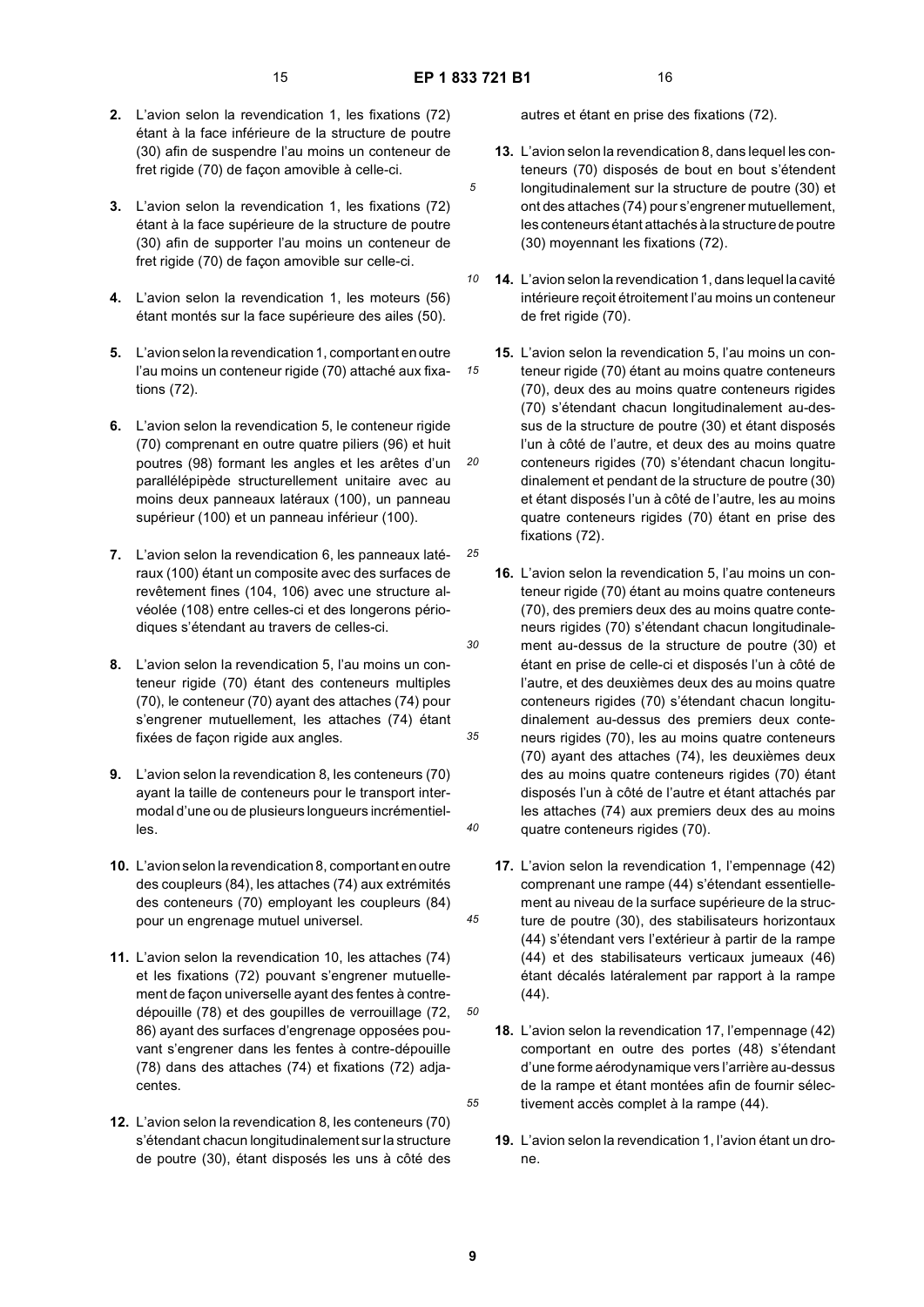**2.** L'avion selon la revendication 1, les fixations (72) étant à la face inférieure de la structure de poutre (30) afin de suspendre l'au moins un conteneur de fret rigide (70) de façon amovible à celle-ci.

**3.** L'avion selon la revendication 1, les fixations (72) étant à la face supérieure de la structure de poutre (30) afin de supporter l'au moins un conteneur de fret rigide (70) de façon amovible sur celle-ci.

**4.** L'avion selon la revendication 1, les moteurs (56) étant montés sur la face supérieure des ailes (50).

**5.** L'avion selon la revendication 1, comportant en outre l'au moins un conteneur rigide (70) attaché aux fixations (72).

**6.** L'avion selon la revendication 5, le conteneur rigide (70) comprenant en outre quatre piliers (96) et huit poutres (98) formant les angles et les arêtes d'un parallélépipède structurellement unitaire avec au moins deux panneaux latéraux (100), un panneau supérieur (100) et un panneau inférieur (100).

**7.** L'avion selon la revendication 6, les panneaux latéraux (100) étant un composite avec des surfaces de revêtement fines (104, 106) avec une structure alvéolée (108) entre celles-ci et des longerons périodiques s'étendant au travers de celles-ci.

**8.** L'avion selon la revendication 5, l'au moins un conteneur rigide (70) étant des conteneurs multiples (70), le conteneur (70) ayant des attaches (74) pour s'engrener mutuellement, les attaches (74) étant fixées de façon rigide aux angles.

**9.** L'avion selon la revendication 8, les conteneurs (70) ayant la taille de conteneurs pour le transport intermodal d'une ou de plusieurs longueurs incrémentielles.

**10.** L'avion selon la revendication 8, comportant en outre des coupleurs (84), les attaches (74) aux extrémités des conteneurs (70) employant les coupleurs (84) pour un engrenage mutuel universel.

**11.** L'avion selon la revendication 10, les attaches (74) et les fixations (72) pouvant s'engrener mutuellement de façon universelle ayant des fentes à contre-dépouille (78) et des goupilles de verrouillage (72, 86) ayant des surfaces d'engrenage opposées pouvant s'engrener dans les fentes à contre-dépouille (78) dans des attaches (74) et fixations (72) adjacentes.

**12.** L'avion selon la revendication 8, les conteneurs (70) s'étendant chacun longitudinalement sur la structure de poutre (30), étant disposés les uns à côté des autres et étant en prise des fixations (72).

**13.** L'avion selon la revendication 8, dans lequel les conteneurs (70) disposés de bout en bout s'étendent longitudinalement sur la structure de poutre (30) et ont des attaches (74) pour s'engrener mutuellement, les conteneurs étant attachés à la structure de poutre (30) moyennant les fixations (72).

**14.** L'avion selon la revendication 1, dans lequel la cavité intérieure reçoit étroitement l'au moins un conteneur de fret rigide (70).

**15.** L'avion selon la revendication 5, l'au moins un conteneur rigide (70) étant au moins quatre conteneurs (70), deux des au moins quatre conteneurs rigides (70) s'étendant chacun longitudinalement au-dessus de la structure de poutre (30) et étant disposés l'un à côté de l'autre, et deux des au moins quatre conteneurs rigides (70) s'étendant chacun longitudinalement et pendant de la structure de poutre (30) et étant disposés l'un à côté de l'autre, les au moins quatre conteneurs rigides (70) étant en prise des fixations (72).

**16.** L'avion selon la revendication 5, l'au moins un conteneur rigide (70) étant au moins quatre conteneurs (70), des premiers deux des au moins quatre conteneurs rigides (70) s'étendant chacun longitudinalement au-dessus de la structure de poutre (30) et étant en prise de celle-ci et disposés l'un à côté de l'autre, et des deuxièmes deux des au moins quatre conteneurs rigides (70) s'étendant chacun longitudinalement au-dessus des premiers deux conteneurs rigides (70), les au moins quatre conteneurs (70) ayant des attaches (74), les deuxièmes deux des au moins quatre conteneurs rigides (70) étant disposés l'un à côté de l'autre et étant attachés par les attaches (74) aux premiers deux des au moins quatre conteneurs rigides (70).

**17.** L'avion selon la revendication 1, l'empennage (42) comprenant une rampe (44) s'étendant essentiellement au niveau de la surface supérieure de la structure de poutre (30), des stabilisateurs horizontaux (44) s'étendant vers l'extérieur à partir de la rampe (44) et des stabilisateurs verticaux jumeaux (46) étant décalés latéralement par rapport à la rampe (44).

**18.** L'avion selon la revendication 17, l'empennage (42) comportant en outre des portes (48) s'étendant d'une forme aérodynamique vers l'arrière au-dessus de la rampe et étant montées afin de fournir sélectivement accès complet à la rampe (44).

**19.** L'avion selon la revendication 1, l'avion étant un drone.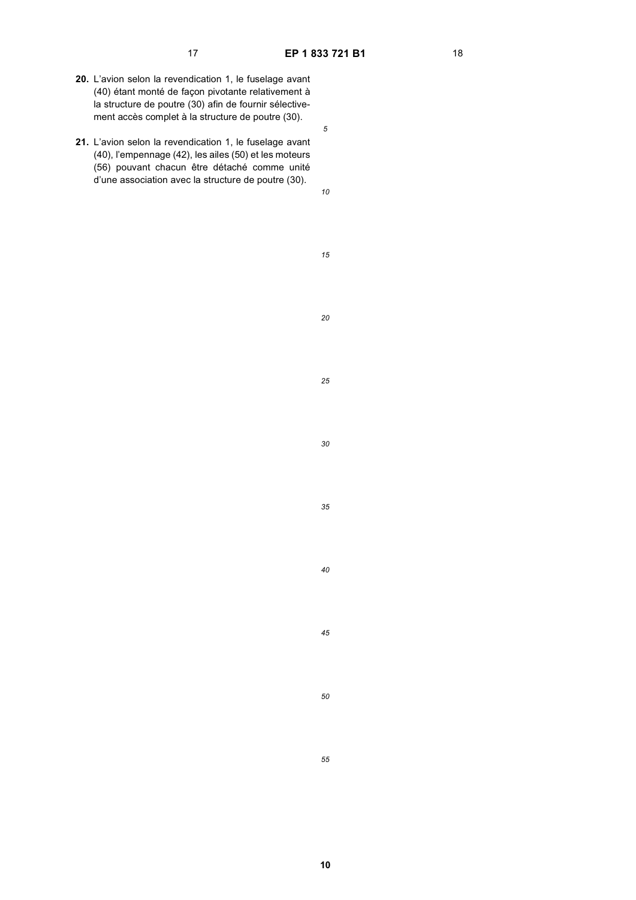**20.** L'avion selon la revendication 1, le fuselage avant (40) étant monté de façon pivotante relativement à la structure de poutre (30) afin de fournir sélectivement accès complet à la structure de poutre (30).

**21.** L'avion selon la revendication 1, le fuselage avant (40), l'empennage (42), les ailes (50) et les moteurs (56) pouvant chacun être détaché comme unité d'une association avec la structure de poutre (30).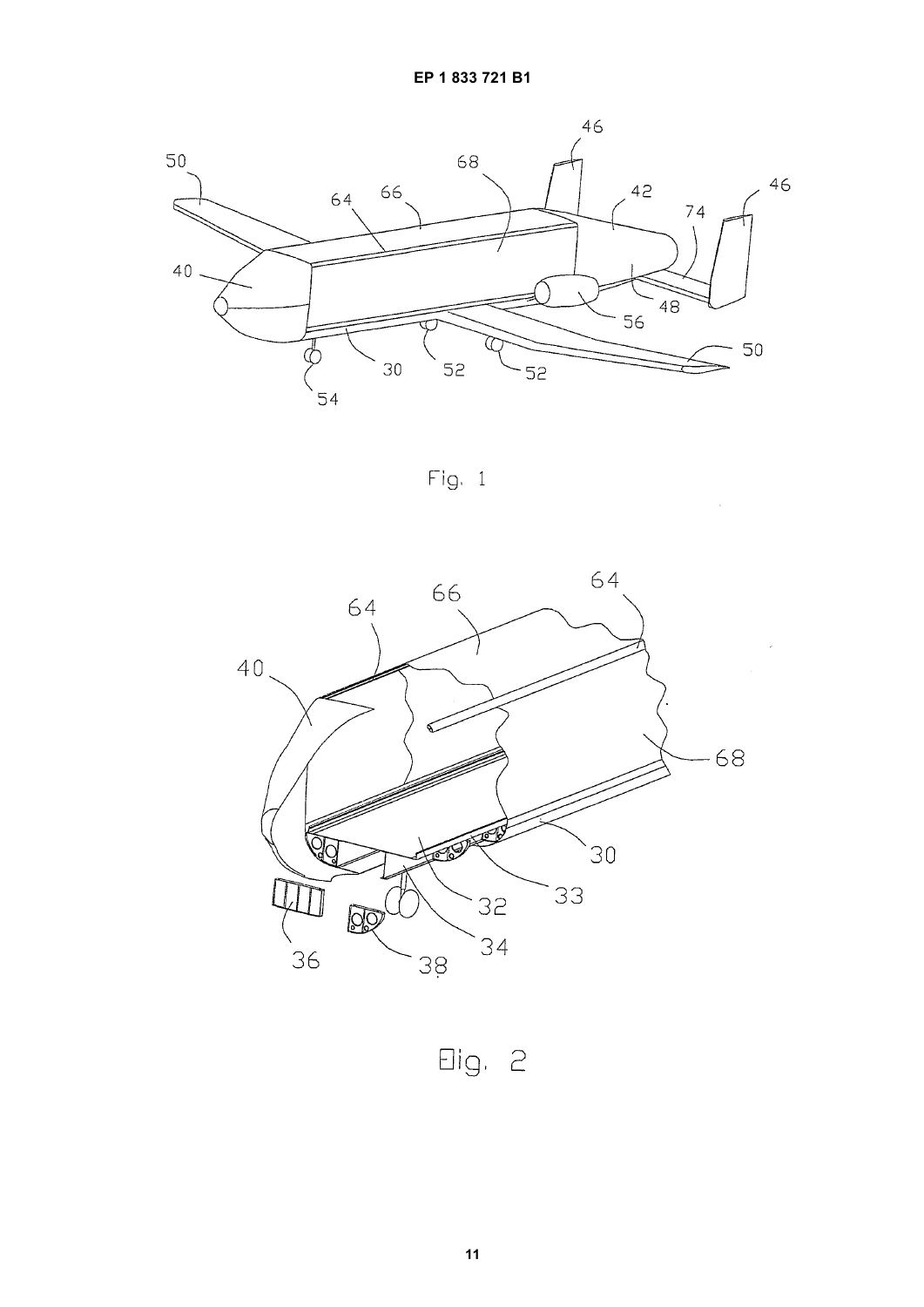Fig. 1

Fig. 2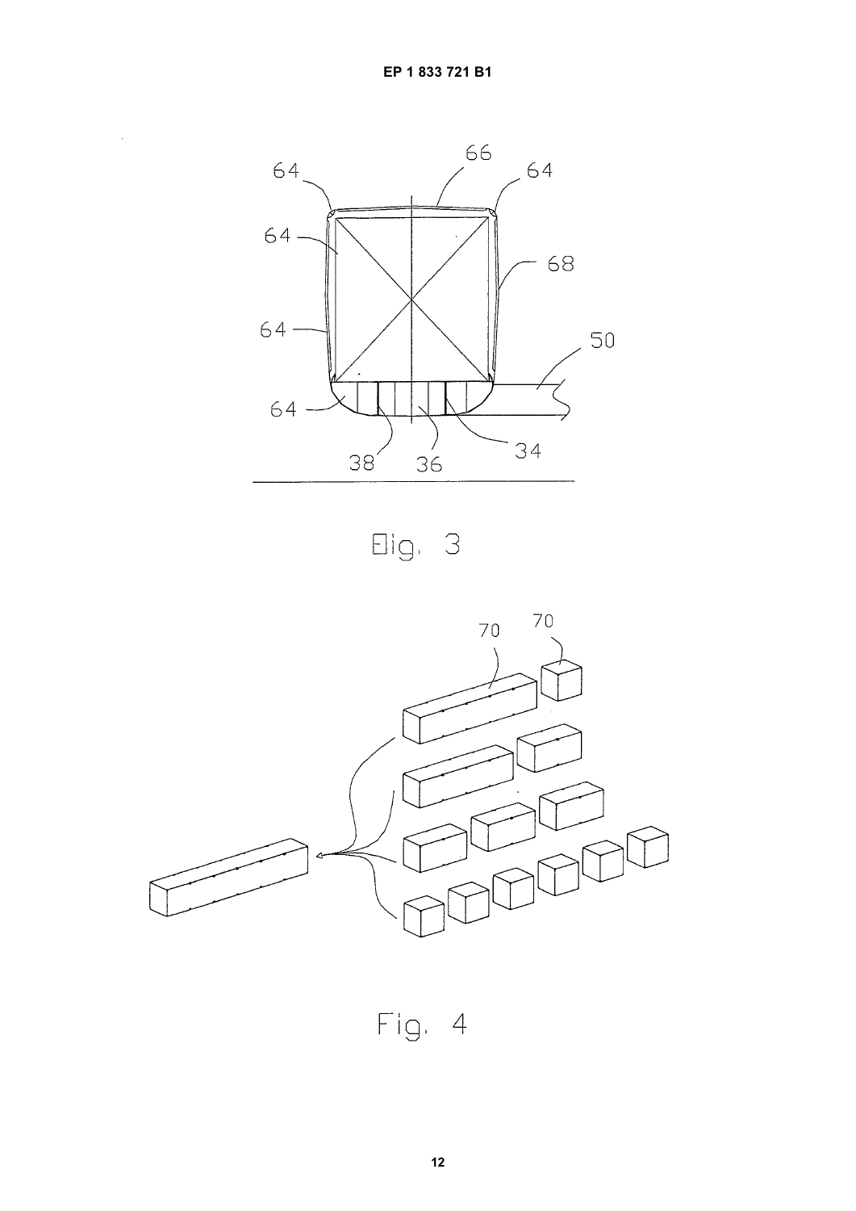Fig. 3

Fig. 4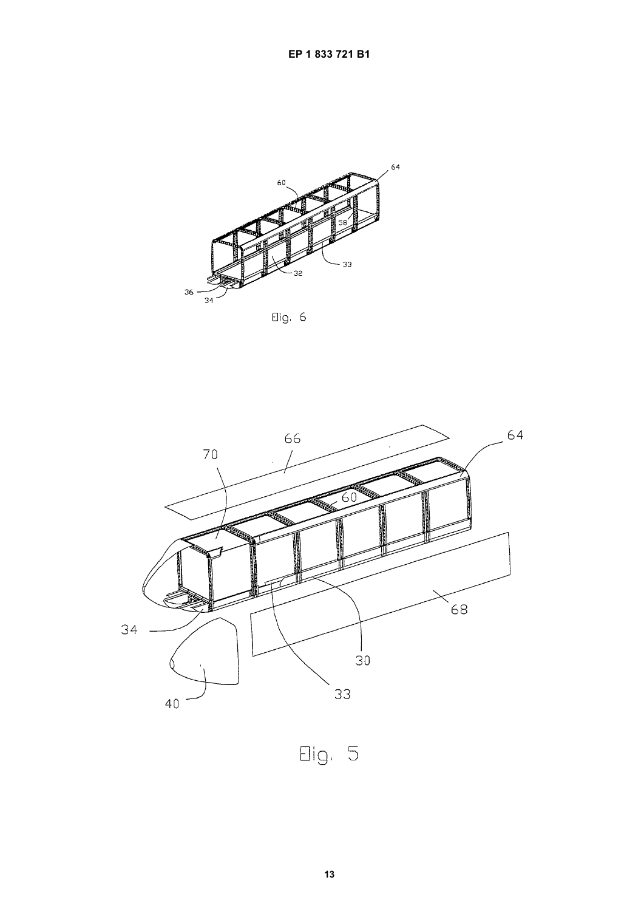Fig. 6

Fig. 5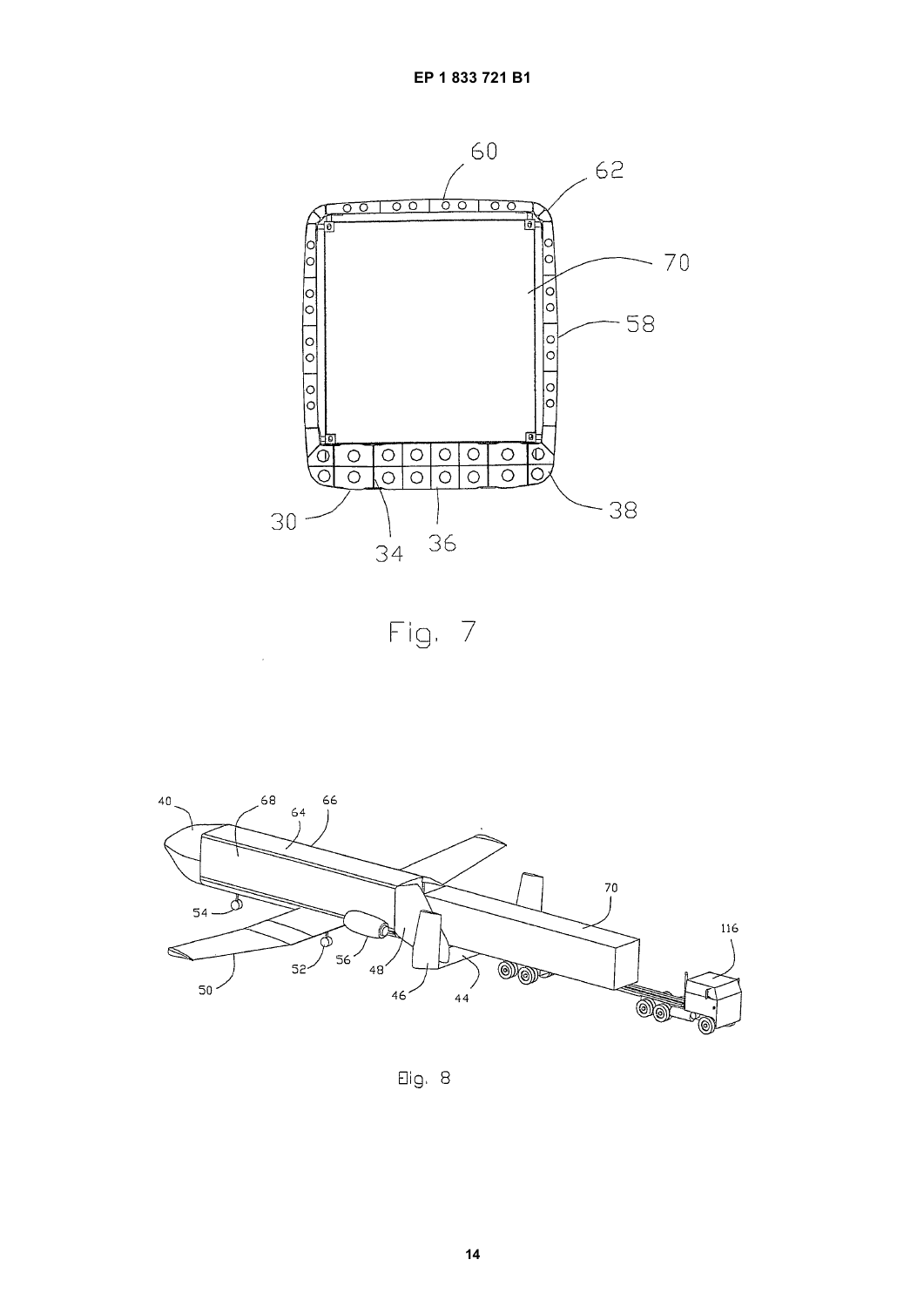Fig. 7

Fig. 8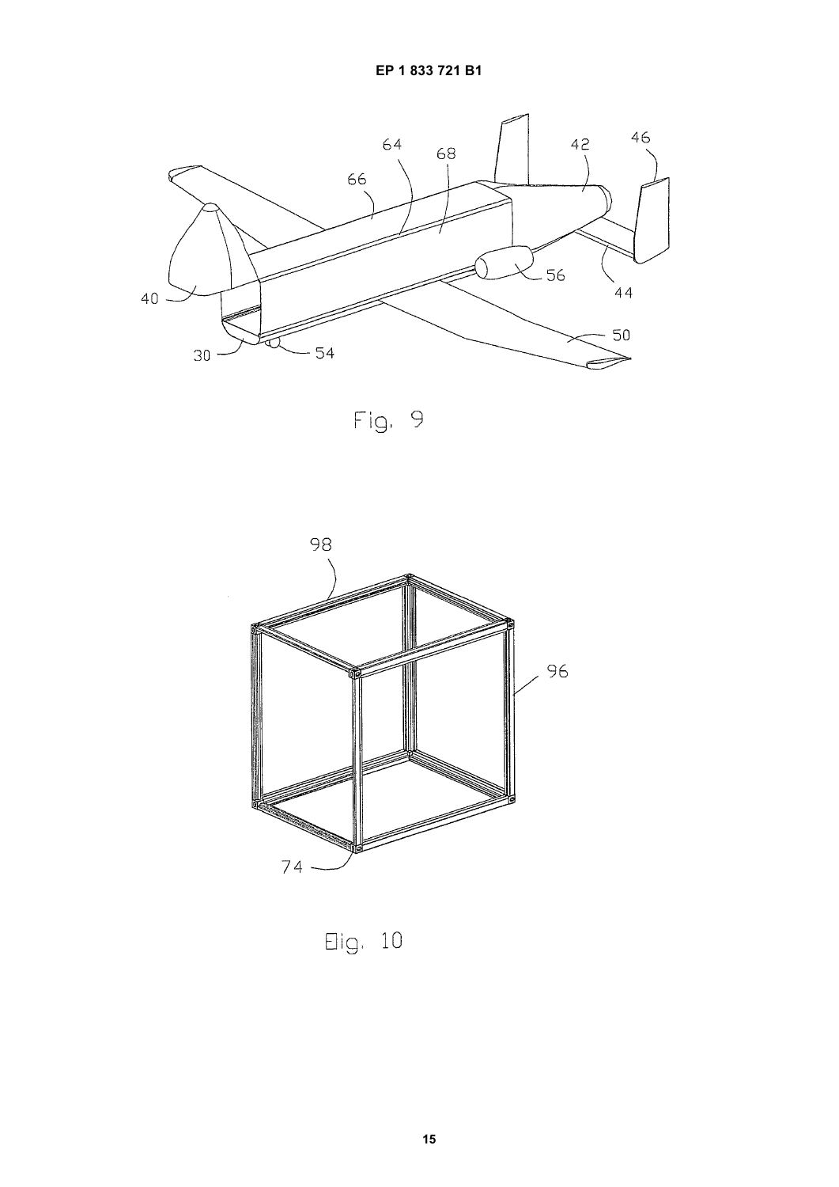Fig. 9

Fig. 10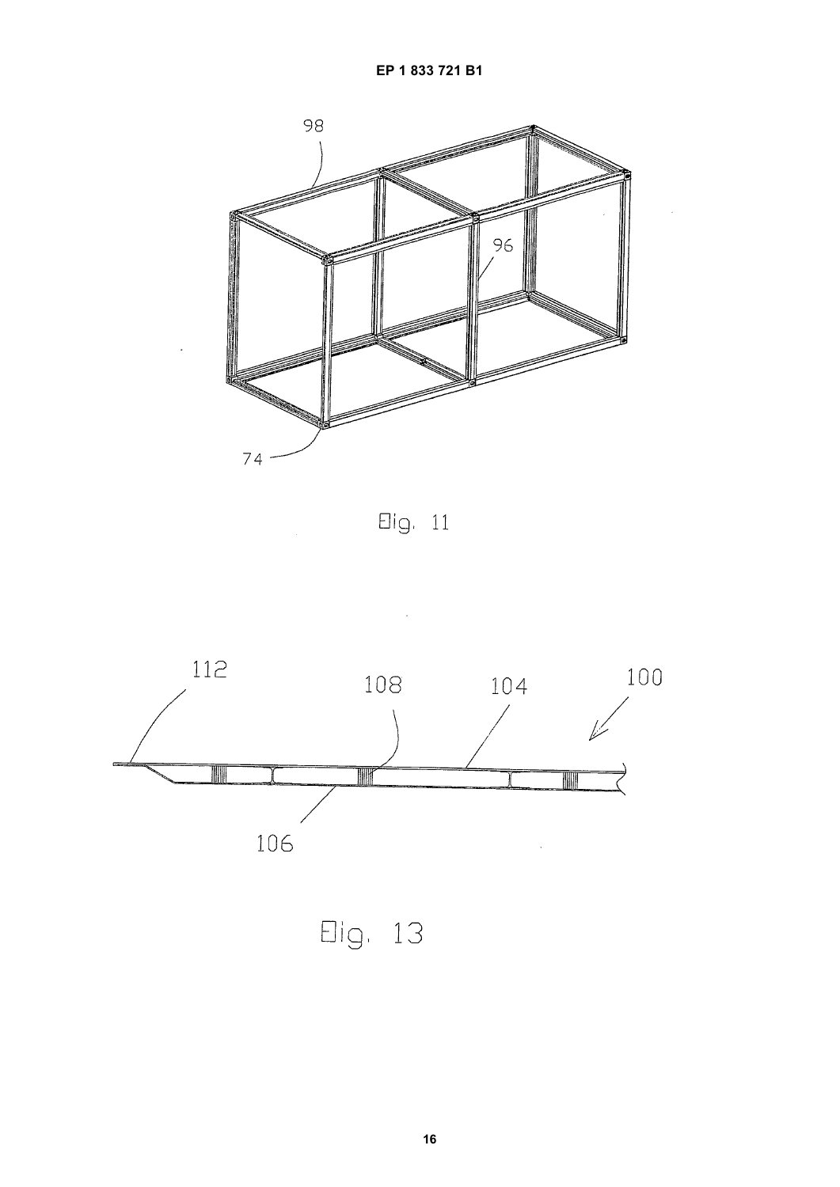Fig. 11

Fig. 13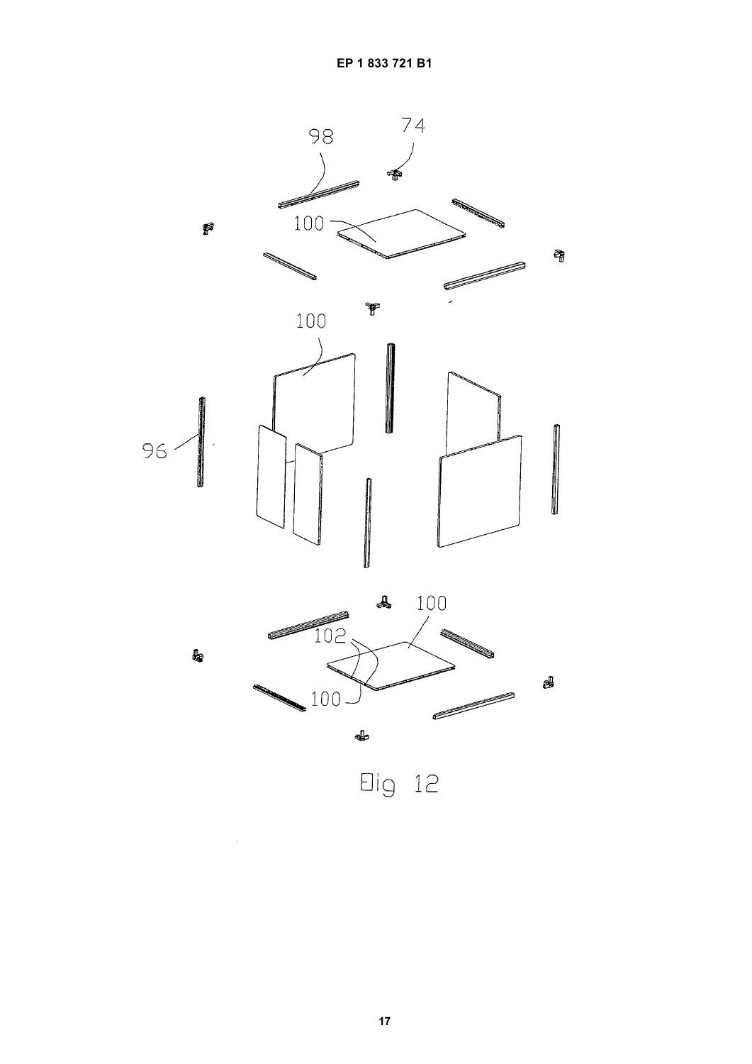98

74

100

100

96

100

102

100

Fig 12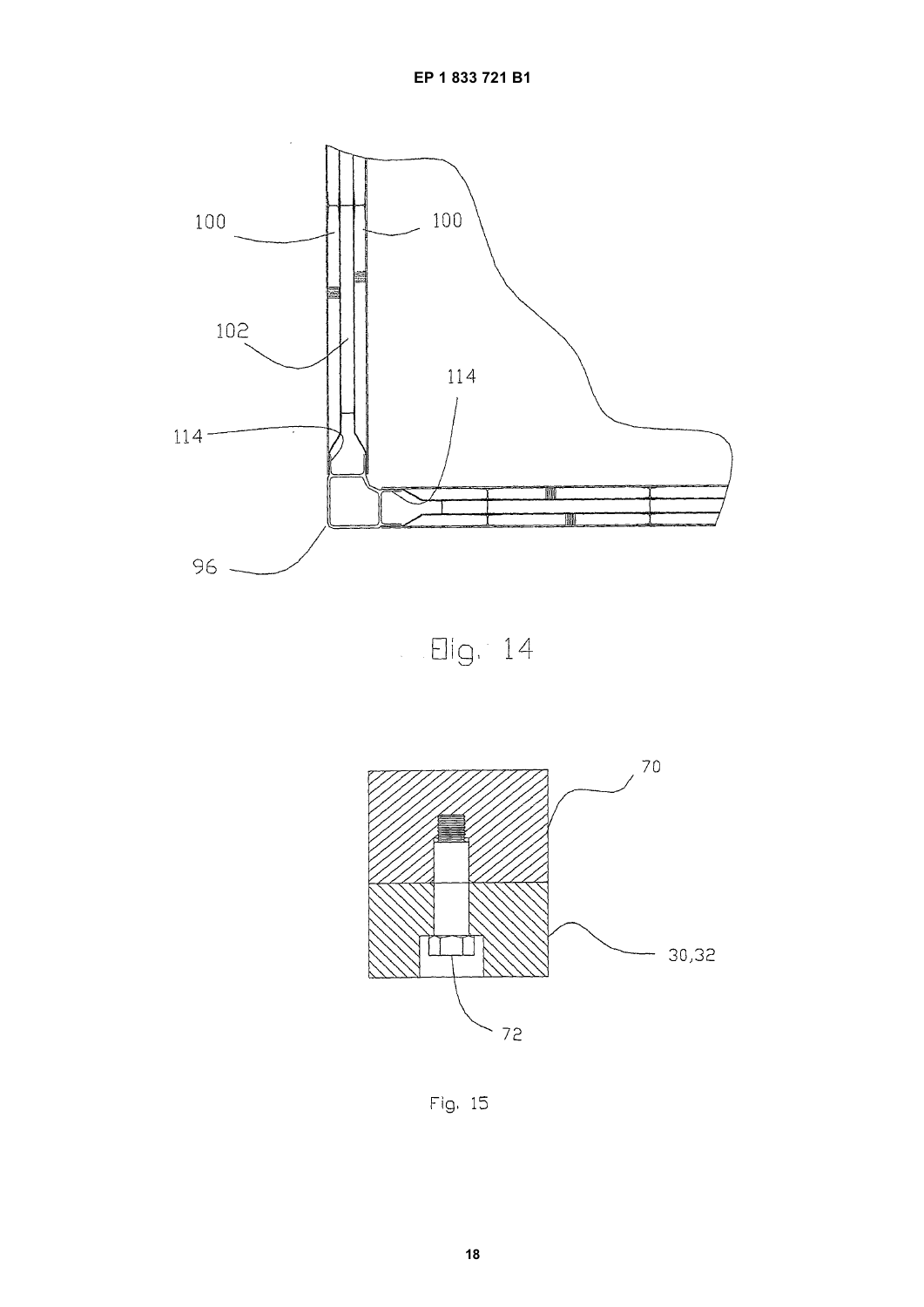Fig. 14

Fig. 15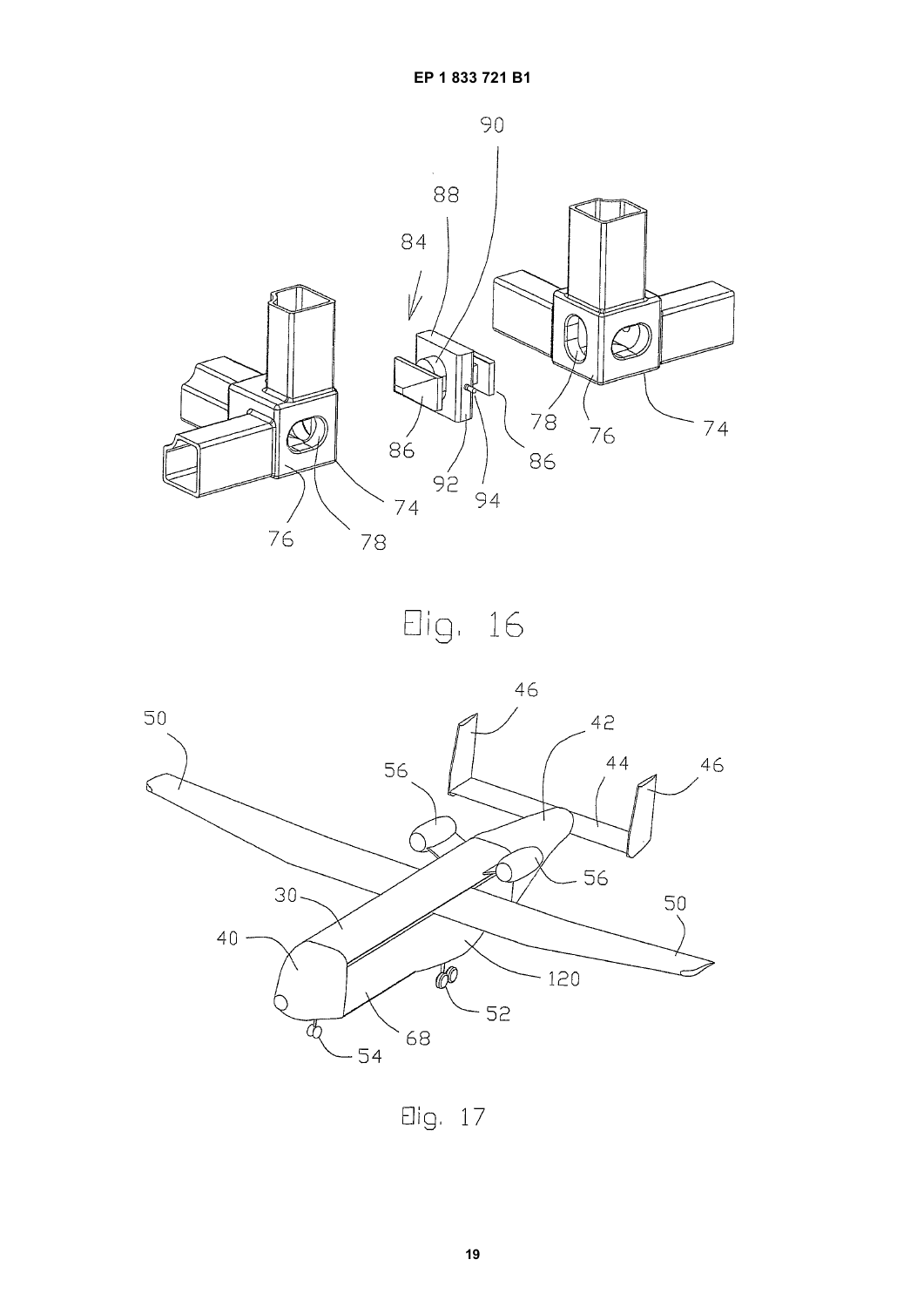Fig. 16

Fig. 17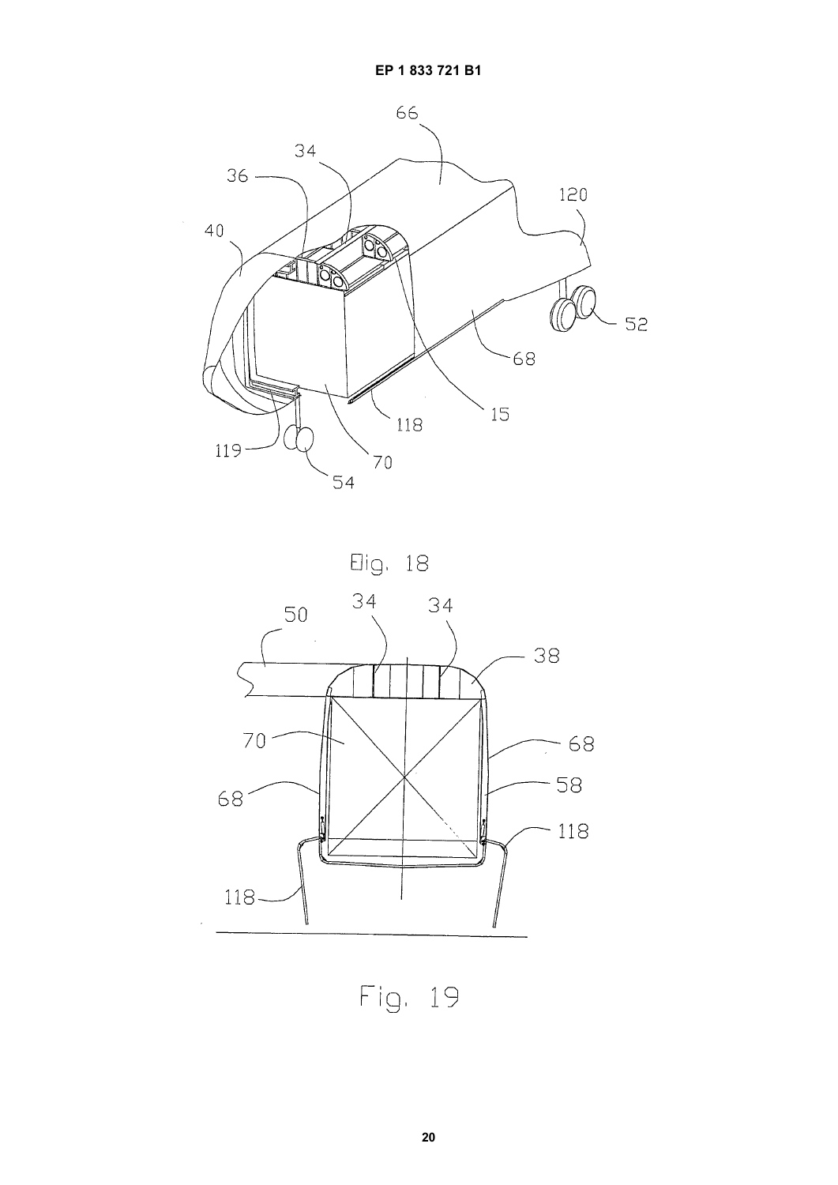Fig. 18

Fig. 19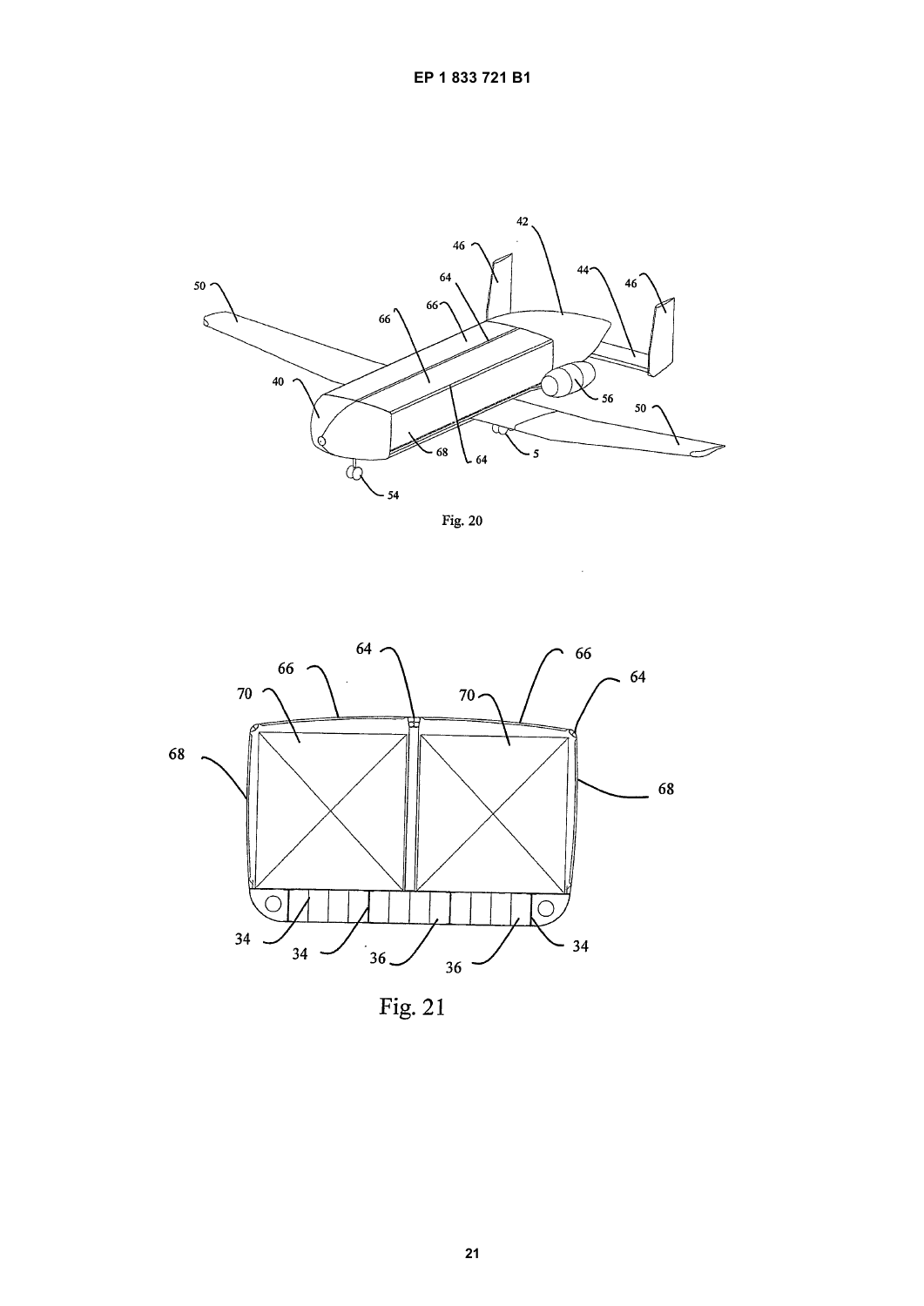Fig. 20

Fig. 21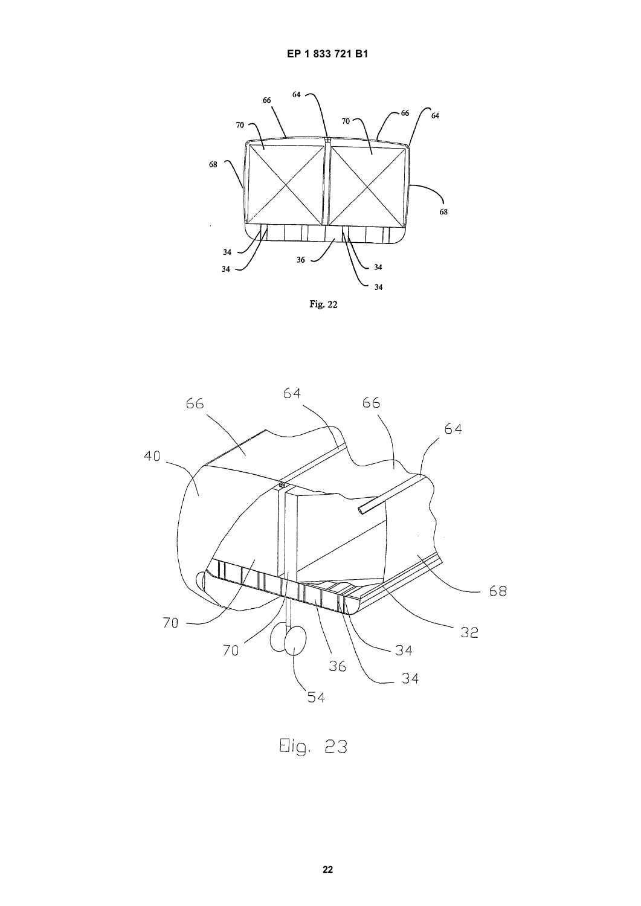Fig. 22

Fig. 23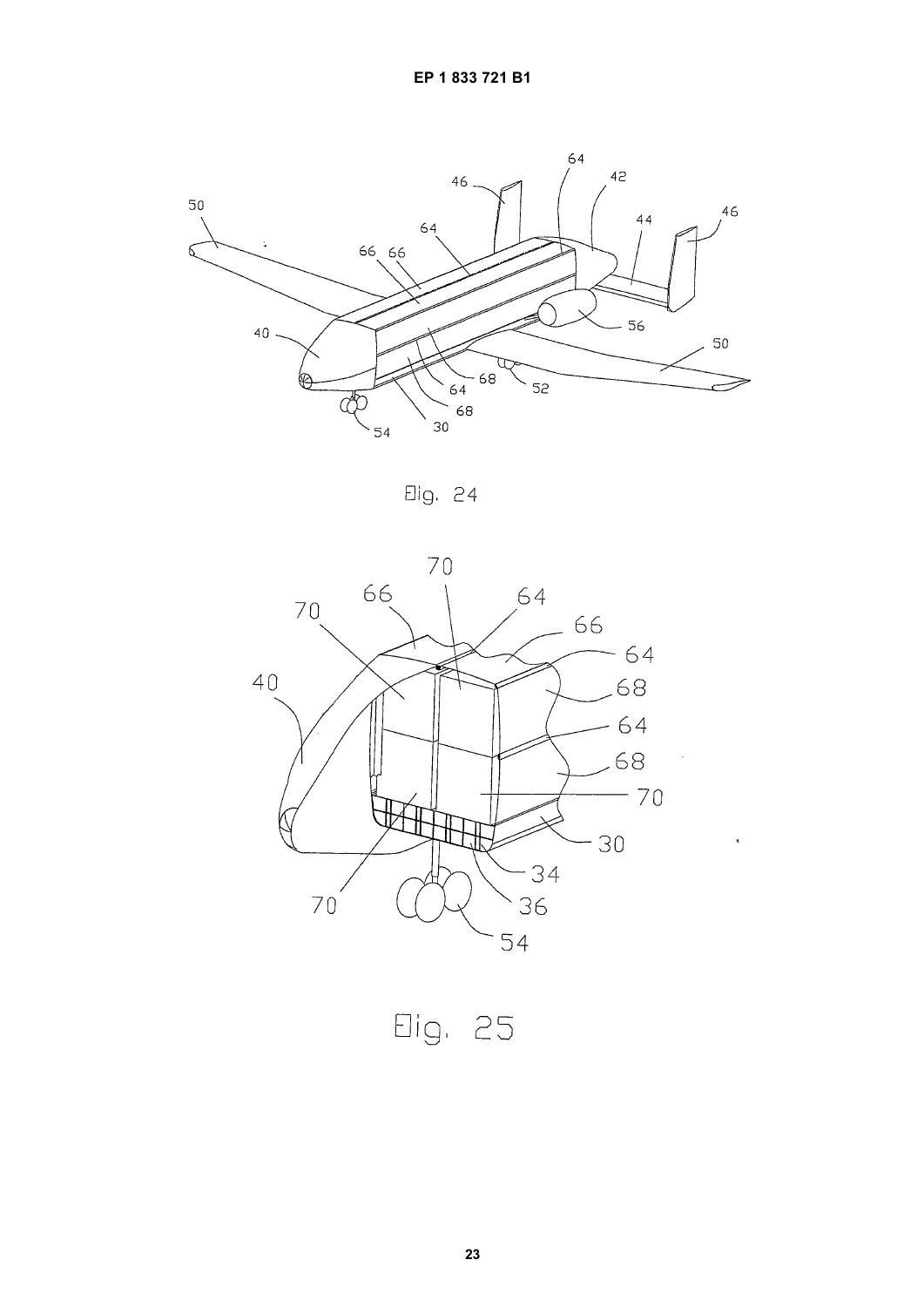Fig. 24

Fig. 25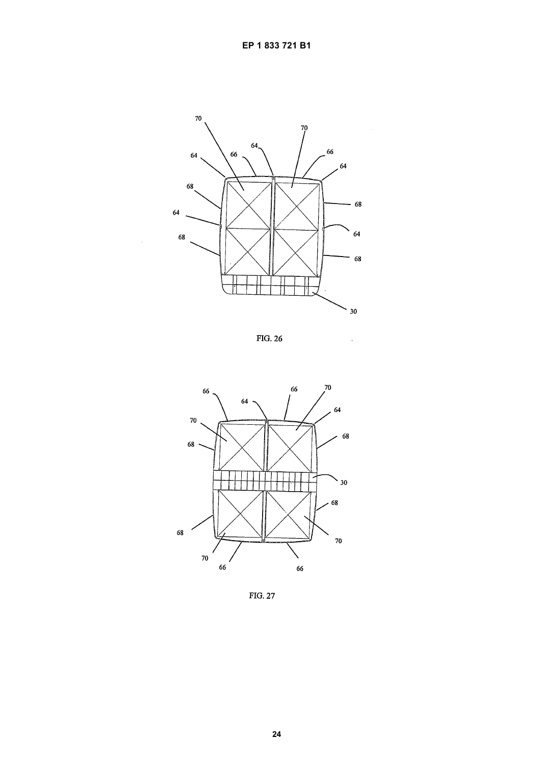FIG. 26

FIG. 27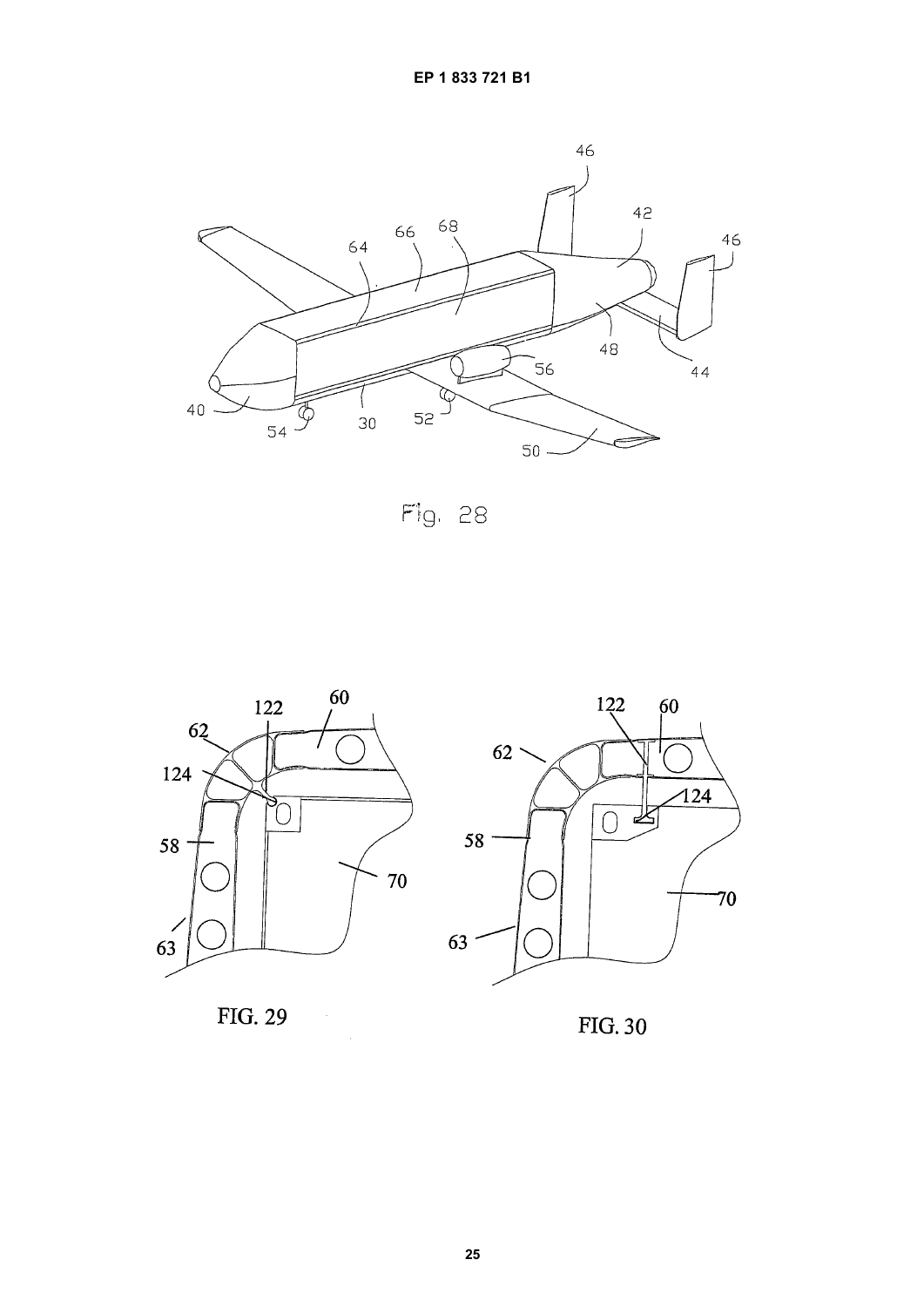Fig. 28

FIG. 29

FIG. 30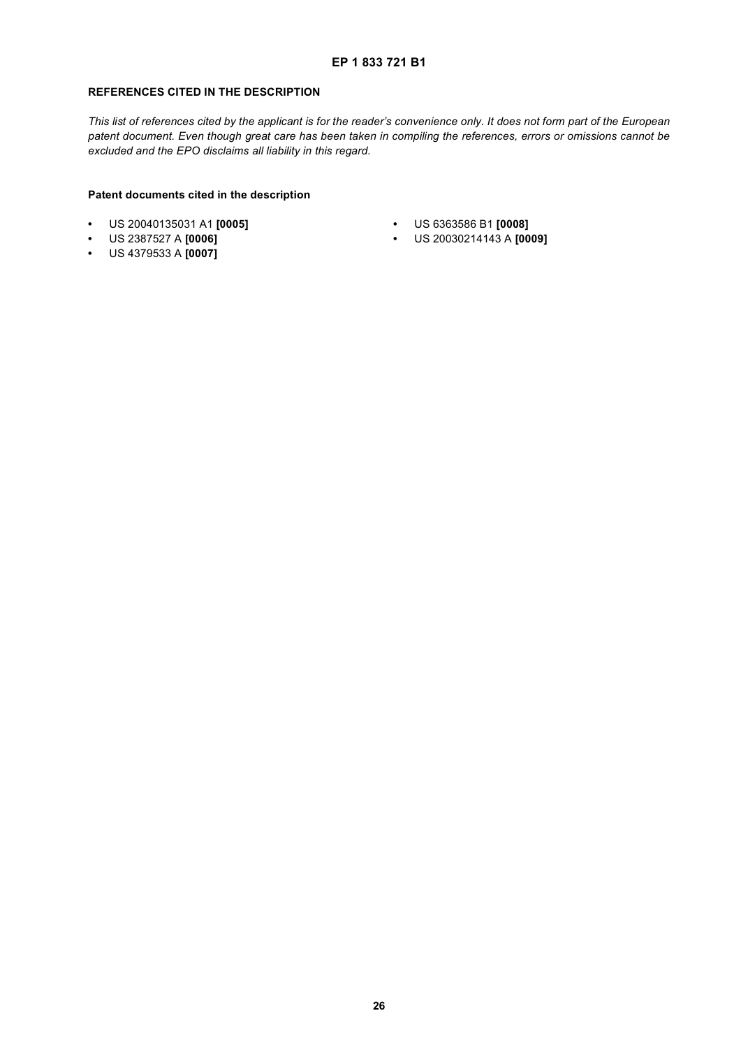## REFERENCES CITED IN THE DESCRIPTION

*This list of references cited by the applicant is for the reader's convenience only. It does not form part of the European patent document. Even though great care has been taken in compiling the references, errors or omissions cannot be excluded and the EPO disclaims all liability in this regard.*

### Patent documents cited in the description

- US 20040135031 A1 **[0005]**
- US 2387527 A **[0006]**
- US 4379533 A **[0007]**
- US 6363586 B1 **[0008]**
- US 20030214143 A **[0009]**